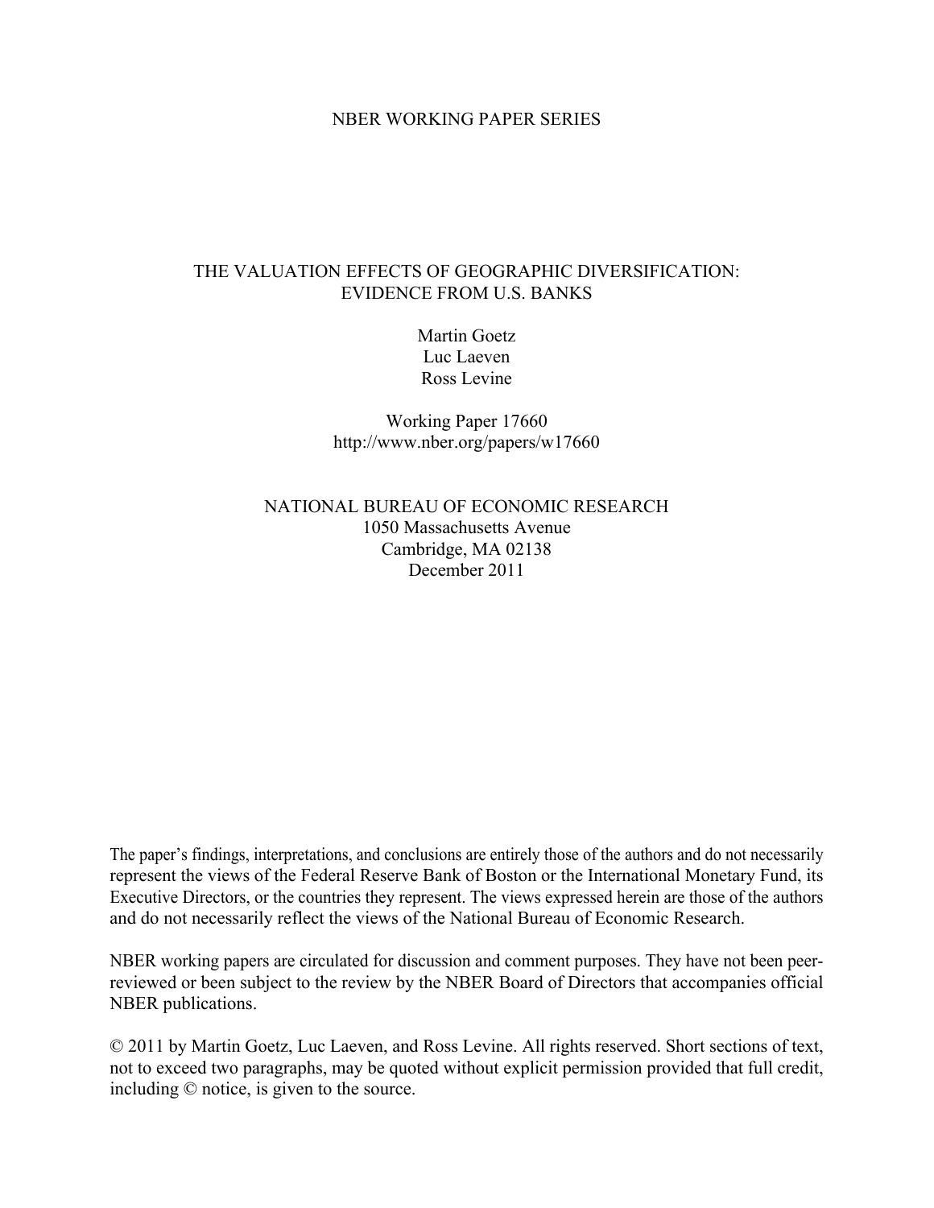NBER WORKING PAPER SERIES

# THE VALUATION EFFECTS OF GEOGRAPHIC DIVERSIFICATION: EVIDENCE FROM U.S. BANKS

Martin Goetz
Luc Laeven
Ross Levine

Working Paper 17660
http://www.nber.org/papers/w17660

NATIONAL BUREAU OF ECONOMIC RESEARCH
1050 Massachusetts Avenue
Cambridge, MA 02138
December 2011

The paper's findings, interpretations, and conclusions are entirely those of the authors and do not necessarily represent the views of the Federal Reserve Bank of Boston or the International Monetary Fund, its Executive Directors, or the countries they represent. The views expressed herein are those of the authors and do not necessarily reflect the views of the National Bureau of Economic Research.

NBER working papers are circulated for discussion and comment purposes. They have not been peer-reviewed or been subject to the review by the NBER Board of Directors that accompanies official NBER publications.

© 2011 by Martin Goetz, Luc Laeven, and Ross Levine. All rights reserved. Short sections of text, not to exceed two paragraphs, may be quoted without explicit permission provided that full credit, including © notice, is given to the source.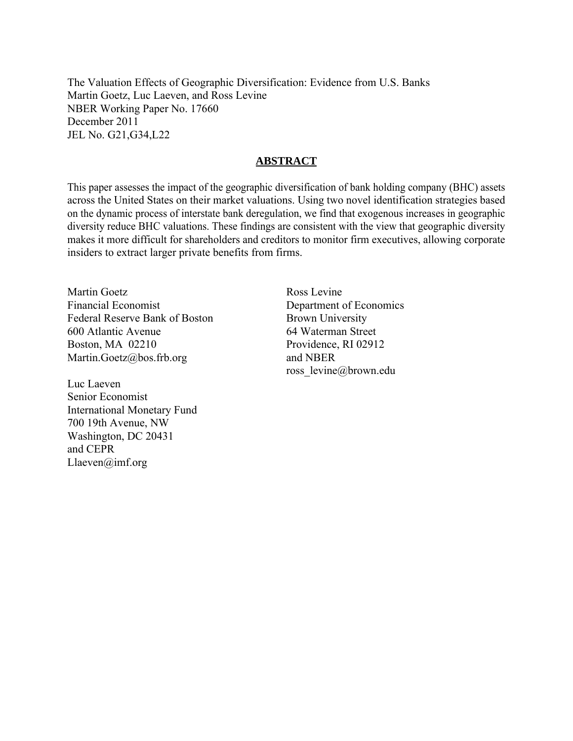The Valuation Effects of Geographic Diversification: Evidence from U.S. Banks
Martin Goetz, Luc Laeven, and Ross Levine
NBER Working Paper No. 17660
December 2011
JEL No. G21,G34,L22

## ABSTRACT

This paper assesses the impact of the geographic diversification of bank holding company (BHC) assets across the United States on their market valuations. Using two novel identification strategies based on the dynamic process of interstate bank deregulation, we find that exogenous increases in geographic diversity reduce BHC valuations. These findings are consistent with the view that geographic diversity makes it more difficult for shareholders and creditors to monitor firm executives, allowing corporate insiders to extract larger private benefits from firms.

Martin Goetz
Financial Economist
Federal Reserve Bank of Boston
600 Atlantic Avenue
Boston, MA 02210
Martin.Goetz@bos.frb.org

Luc Laeven
Senior Economist
International Monetary Fund
700 19th Avenue, NW
Washington, DC 20431
and CEPR
Llaeven@imf.org

Ross Levine
Department of Economics
Brown University
64 Waterman Street
Providence, RI 02912
and NBER
ross_levine@brown.edu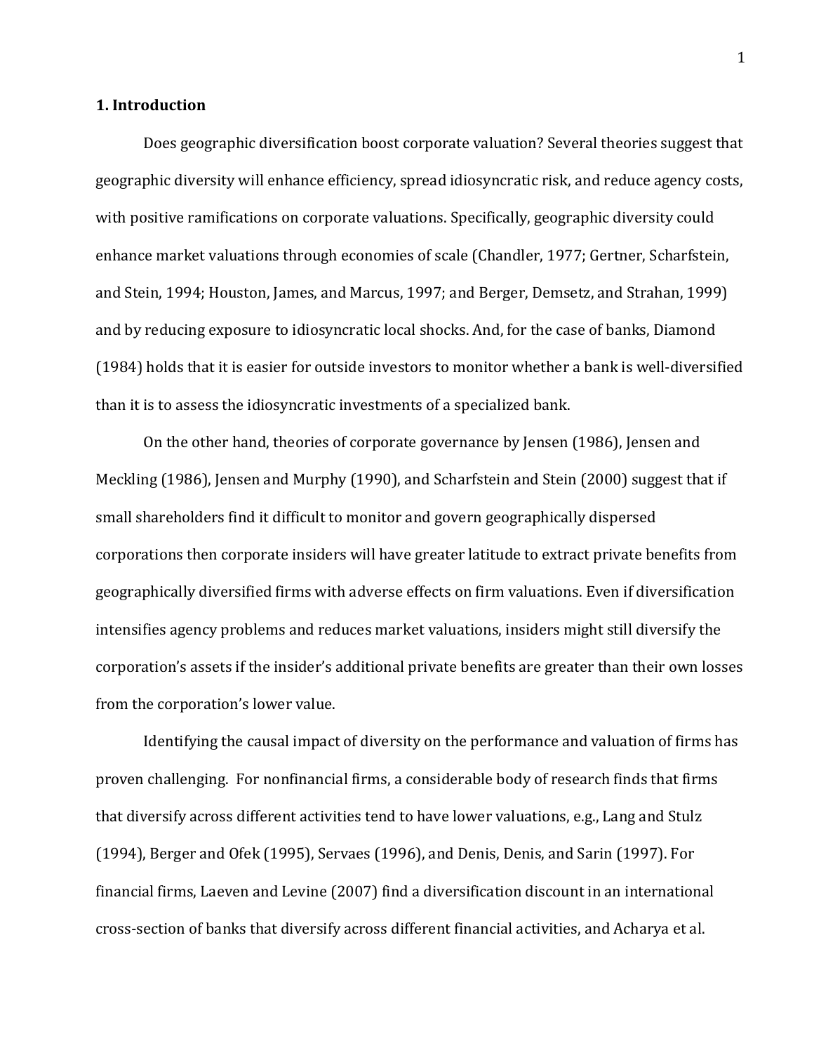## 1. Introduction

Does geographic diversification boost corporate valuation? Several theories suggest that geographic diversity will enhance efficiency, spread idiosyncratic risk, and reduce agency costs, with positive ramifications on corporate valuations. Specifically, geographic diversity could enhance market valuations through economies of scale (Chandler, 1977; Gertner, Scharfstein, and Stein, 1994; Houston, James, and Marcus, 1997; and Berger, Demsetz, and Strahan, 1999) and by reducing exposure to idiosyncratic local shocks. And, for the case of banks, Diamond (1984) holds that it is easier for outside investors to monitor whether a bank is well-diversified than it is to assess the idiosyncratic investments of a specialized bank.

On the other hand, theories of corporate governance by Jensen (1986), Jensen and Meckling (1986), Jensen and Murphy (1990), and Scharfstein and Stein (2000) suggest that if small shareholders find it difficult to monitor and govern geographically dispersed corporations then corporate insiders will have greater latitude to extract private benefits from geographically diversified firms with adverse effects on firm valuations. Even if diversification intensifies agency problems and reduces market valuations, insiders might still diversify the corporation's assets if the insider's additional private benefits are greater than their own losses from the corporation's lower value.

Identifying the causal impact of diversity on the performance and valuation of firms has proven challenging. For nonfinancial firms, a considerable body of research finds that firms that diversify across different activities tend to have lower valuations, e.g., Lang and Stulz (1994), Berger and Ofek (1995), Servaes (1996), and Denis, Denis, and Sarin (1997). For financial firms, Laeven and Levine (2007) find a diversification discount in an international cross-section of banks that diversify across different financial activities, and Acharya et al.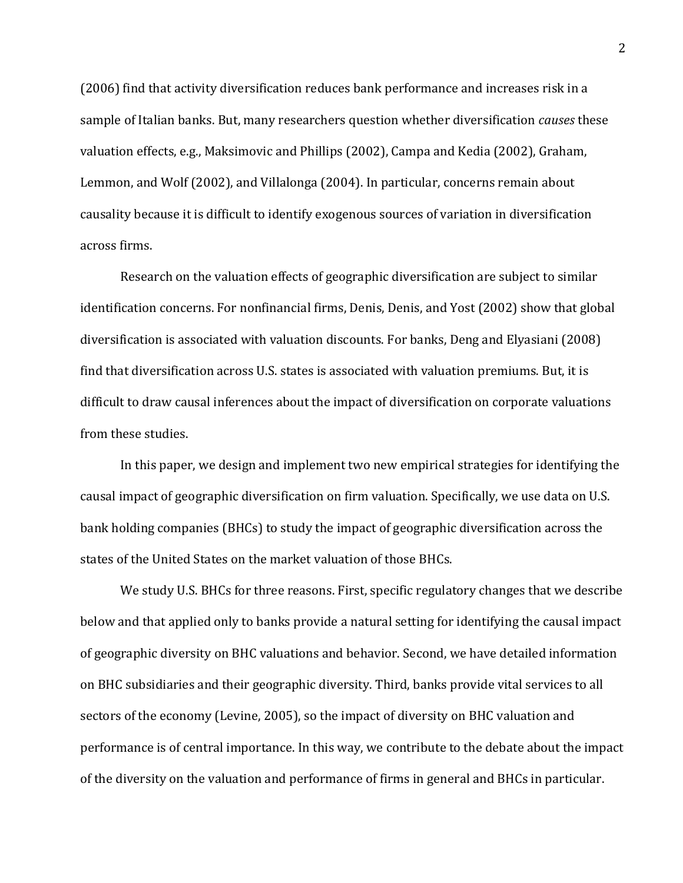(2006) find that activity diversification reduces bank performance and increases risk in a sample of Italian banks. But, many researchers question whether diversification *causes* these valuation effects, e.g., Maksimovic and Phillips (2002), Campa and Kedia (2002), Graham, Lemmon, and Wolf (2002), and Villalonga (2004). In particular, concerns remain about causality because it is difficult to identify exogenous sources of variation in diversification across firms.

Research on the valuation effects of geographic diversification are subject to similar identification concerns. For nonfinancial firms, Denis, Denis, and Yost (2002) show that global diversification is associated with valuation discounts. For banks, Deng and Elyasiani (2008) find that diversification across U.S. states is associated with valuation premiums. But, it is difficult to draw causal inferences about the impact of diversification on corporate valuations from these studies.

In this paper, we design and implement two new empirical strategies for identifying the causal impact of geographic diversification on firm valuation. Specifically, we use data on U.S. bank holding companies (BHCs) to study the impact of geographic diversification across the states of the United States on the market valuation of those BHCs.

We study U.S. BHCs for three reasons. First, specific regulatory changes that we describe below and that applied only to banks provide a natural setting for identifying the causal impact of geographic diversity on BHC valuations and behavior. Second, we have detailed information on BHC subsidiaries and their geographic diversity. Third, banks provide vital services to all sectors of the economy (Levine, 2005), so the impact of diversity on BHC valuation and performance is of central importance. In this way, we contribute to the debate about the impact of the diversity on the valuation and performance of firms in general and BHCs in particular.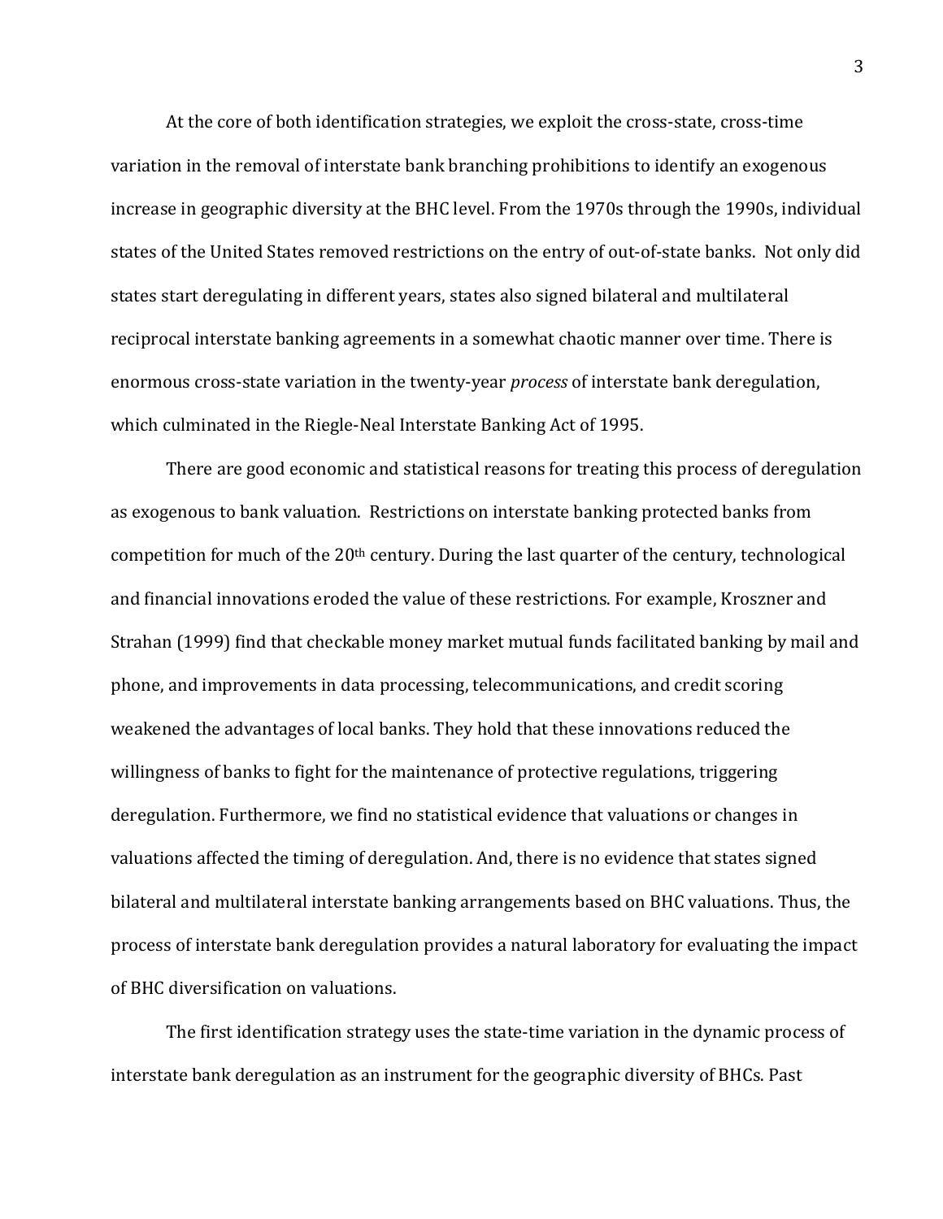At the core of both identification strategies, we exploit the cross-state, cross-time variation in the removal of interstate bank branching prohibitions to identify an exogenous increase in geographic diversity at the BHC level. From the 1970s through the 1990s, individual states of the United States removed restrictions on the entry of out-of-state banks. Not only did states start deregulating in different years, states also signed bilateral and multilateral reciprocal interstate banking agreements in a somewhat chaotic manner over time. There is enormous cross-state variation in the twenty-year *process* of interstate bank deregulation, which culminated in the Riegle-Neal Interstate Banking Act of 1995.

There are good economic and statistical reasons for treating this process of deregulation as exogenous to bank valuation. Restrictions on interstate banking protected banks from competition for much of the 20th century. During the last quarter of the century, technological and financial innovations eroded the value of these restrictions. For example, Kroszner and Strahan (1999) find that checkable money market mutual funds facilitated banking by mail and phone, and improvements in data processing, telecommunications, and credit scoring weakened the advantages of local banks. They hold that these innovations reduced the willingness of banks to fight for the maintenance of protective regulations, triggering deregulation. Furthermore, we find no statistical evidence that valuations or changes in valuations affected the timing of deregulation. And, there is no evidence that states signed bilateral and multilateral interstate banking arrangements based on BHC valuations. Thus, the process of interstate bank deregulation provides a natural laboratory for evaluating the impact of BHC diversification on valuations.

The first identification strategy uses the state-time variation in the dynamic process of interstate bank deregulation as an instrument for the geographic diversity of BHCs. Past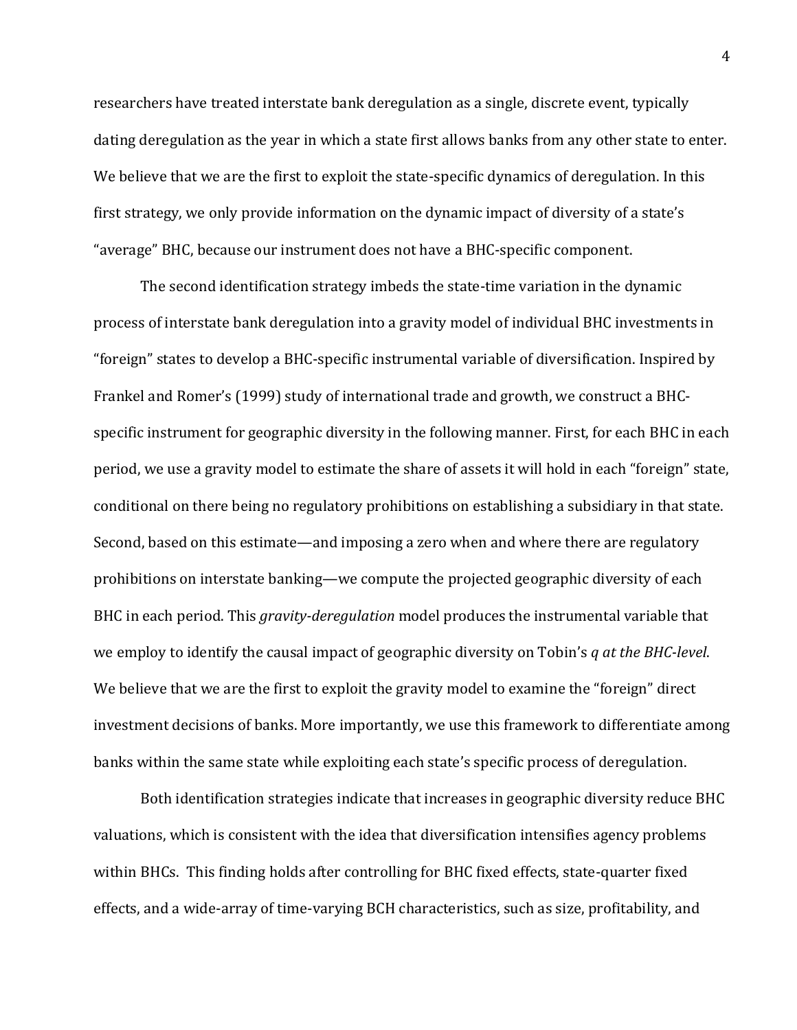researchers have treated interstate bank deregulation as a single, discrete event, typically dating deregulation as the year in which a state first allows banks from any other state to enter. We believe that we are the first to exploit the state-specific dynamics of deregulation. In this first strategy, we only provide information on the dynamic impact of diversity of a state's "average" BHC, because our instrument does not have a BHC-specific component.

The second identification strategy imbeds the state-time variation in the dynamic process of interstate bank deregulation into a gravity model of individual BHC investments in "foreign" states to develop a BHC-specific instrumental variable of diversification. Inspired by Frankel and Romer's (1999) study of international trade and growth, we construct a BHC-specific instrument for geographic diversity in the following manner. First, for each BHC in each period, we use a gravity model to estimate the share of assets it will hold in each "foreign" state, conditional on there being no regulatory prohibitions on establishing a subsidiary in that state. Second, based on this estimate—and imposing a zero when and where there are regulatory prohibitions on interstate banking—we compute the projected geographic diversity of each BHC in each period. This *gravity-deregulation* model produces the instrumental variable that we employ to identify the causal impact of geographic diversity on Tobin's *q at the BHC-level*. We believe that we are the first to exploit the gravity model to examine the "foreign" direct investment decisions of banks. More importantly, we use this framework to differentiate among banks within the same state while exploiting each state's specific process of deregulation.

Both identification strategies indicate that increases in geographic diversity reduce BHC valuations, which is consistent with the idea that diversification intensifies agency problems within BHCs. This finding holds after controlling for BHC fixed effects, state-quarter fixed effects, and a wide-array of time-varying BCH characteristics, such as size, profitability, and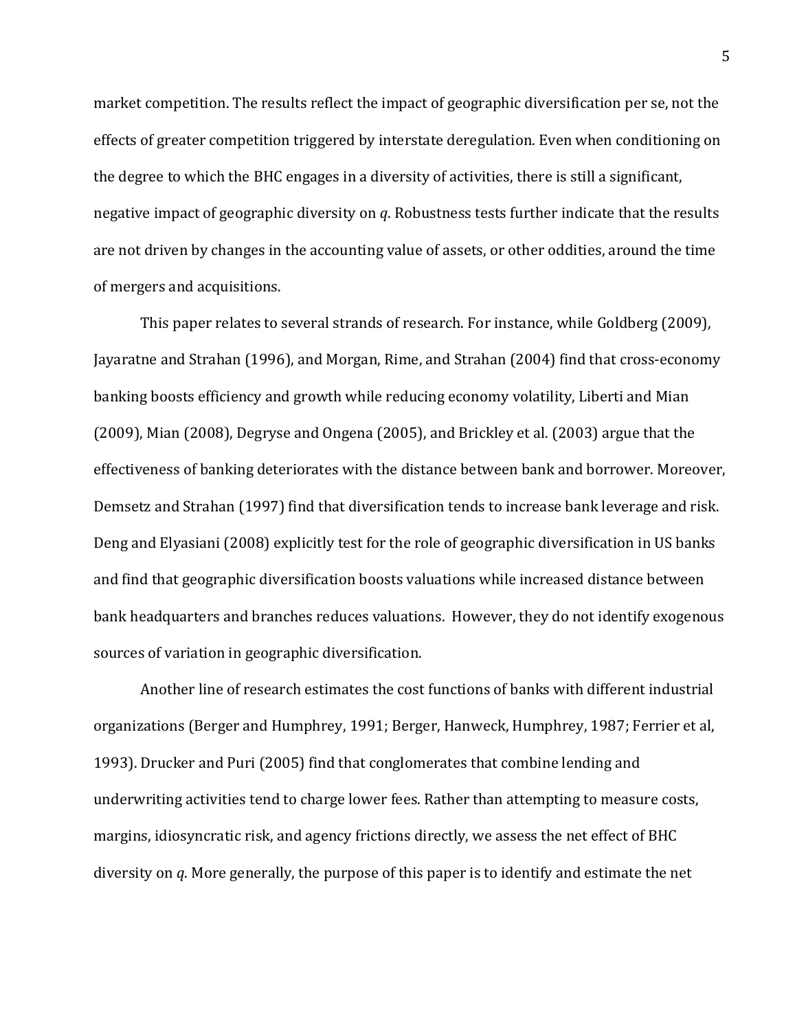market competition. The results reflect the impact of geographic diversification per se, not the effects of greater competition triggered by interstate deregulation. Even when conditioning on the degree to which the BHC engages in a diversity of activities, there is still a significant, negative impact of geographic diversity on *q*. Robustness tests further indicate that the results are not driven by changes in the accounting value of assets, or other oddities, around the time of mergers and acquisitions.

This paper relates to several strands of research. For instance, while Goldberg (2009), Jayaratne and Strahan (1996), and Morgan, Rime, and Strahan (2004) find that cross-economy banking boosts efficiency and growth while reducing economy volatility, Liberti and Mian (2009), Mian (2008), Degryse and Ongena (2005), and Brickley et al. (2003) argue that the effectiveness of banking deteriorates with the distance between bank and borrower. Moreover, Demsetz and Strahan (1997) find that diversification tends to increase bank leverage and risk. Deng and Elyasiani (2008) explicitly test for the role of geographic diversification in US banks and find that geographic diversification boosts valuations while increased distance between bank headquarters and branches reduces valuations. However, they do not identify exogenous sources of variation in geographic diversification.

Another line of research estimates the cost functions of banks with different industrial organizations (Berger and Humphrey, 1991; Berger, Hanweck, Humphrey, 1987; Ferrier et al, 1993). Drucker and Puri (2005) find that conglomerates that combine lending and underwriting activities tend to charge lower fees. Rather than attempting to measure costs, margins, idiosyncratic risk, and agency frictions directly, we assess the net effect of BHC diversity on *q*. More generally, the purpose of this paper is to identify and estimate the net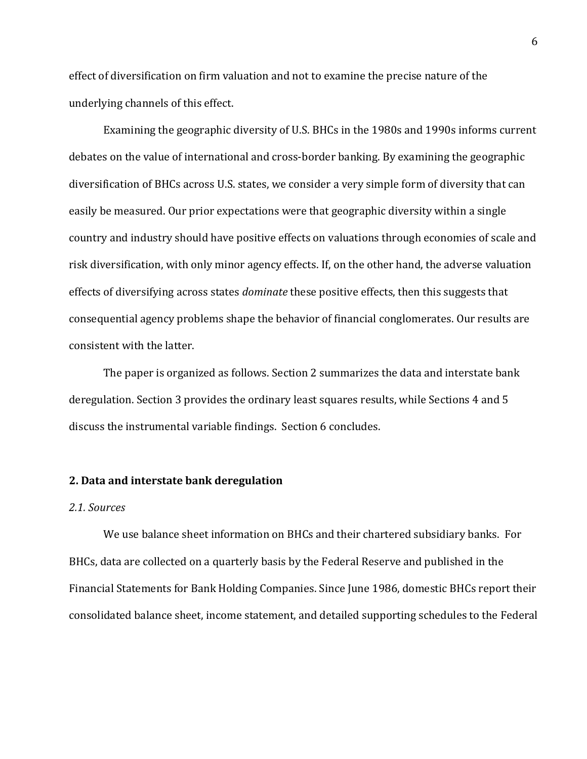effect of diversification on firm valuation and not to examine the precise nature of the underlying channels of this effect.

Examining the geographic diversity of U.S. BHCs in the 1980s and 1990s informs current debates on the value of international and cross-border banking. By examining the geographic diversification of BHCs across U.S. states, we consider a very simple form of diversity that can easily be measured. Our prior expectations were that geographic diversity within a single country and industry should have positive effects on valuations through economies of scale and risk diversification, with only minor agency effects. If, on the other hand, the adverse valuation effects of diversifying across states *dominate* these positive effects, then this suggests that consequential agency problems shape the behavior of financial conglomerates. Our results are consistent with the latter.

The paper is organized as follows. Section 2 summarizes the data and interstate bank deregulation. Section 3 provides the ordinary least squares results, while Sections 4 and 5 discuss the instrumental variable findings. Section 6 concludes.

## 2. Data and interstate bank deregulation

### *2.1. Sources*

We use balance sheet information on BHCs and their chartered subsidiary banks. For BHCs, data are collected on a quarterly basis by the Federal Reserve and published in the Financial Statements for Bank Holding Companies. Since June 1986, domestic BHCs report their consolidated balance sheet, income statement, and detailed supporting schedules to the Federal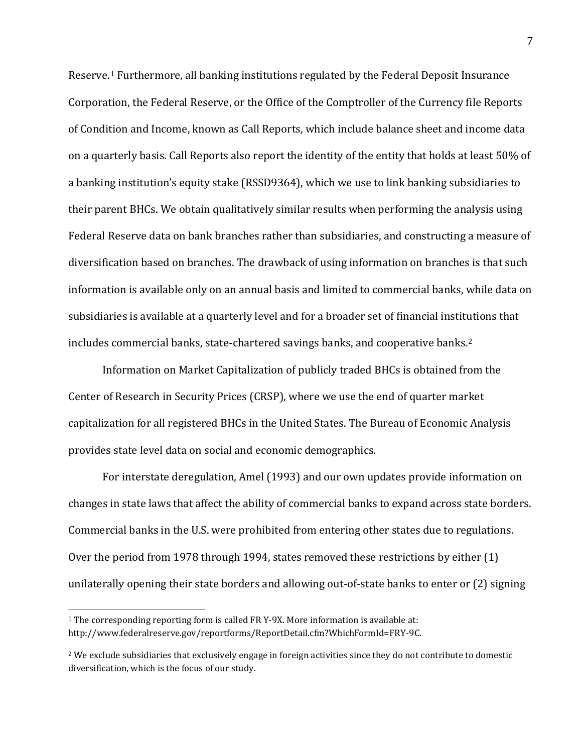Reserve.[1] Furthermore, all banking institutions regulated by the Federal Deposit Insurance Corporation, the Federal Reserve, or the Office of the Comptroller of the Currency file Reports of Condition and Income, known as Call Reports, which include balance sheet and income data on a quarterly basis. Call Reports also report the identity of the entity that holds at least 50% of a banking institution's equity stake (RSSD9364), which we use to link banking subsidiaries to their parent BHCs. We obtain qualitatively similar results when performing the analysis using Federal Reserve data on bank branches rather than subsidiaries, and constructing a measure of diversification based on branches. The drawback of using information on branches is that such information is available only on an annual basis and limited to commercial banks, while data on subsidiaries is available at a quarterly level and for a broader set of financial institutions that includes commercial banks, state-chartered savings banks, and cooperative banks.[2]

Information on Market Capitalization of publicly traded BHCs is obtained from the Center of Research in Security Prices (CRSP), where we use the end of quarter market capitalization for all registered BHCs in the United States. The Bureau of Economic Analysis provides state level data on social and economic demographics.

For interstate deregulation, Amel (1993) and our own updates provide information on changes in state laws that affect the ability of commercial banks to expand across state borders. Commercial banks in the U.S. were prohibited from entering other states due to regulations. Over the period from 1978 through 1994, states removed these restrictions by either (1) unilaterally opening their state borders and allowing out-of-state banks to enter or (2) signing

[1] The corresponding reporting form is called FR Y-9X. More information is available at: http://www.federalreserve.gov/reportforms/ReportDetail.cfm?WhichFormId=FRY-9C.

[2] We exclude subsidiaries that exclusively engage in foreign activities since they do not contribute to domestic diversification, which is the focus of our study.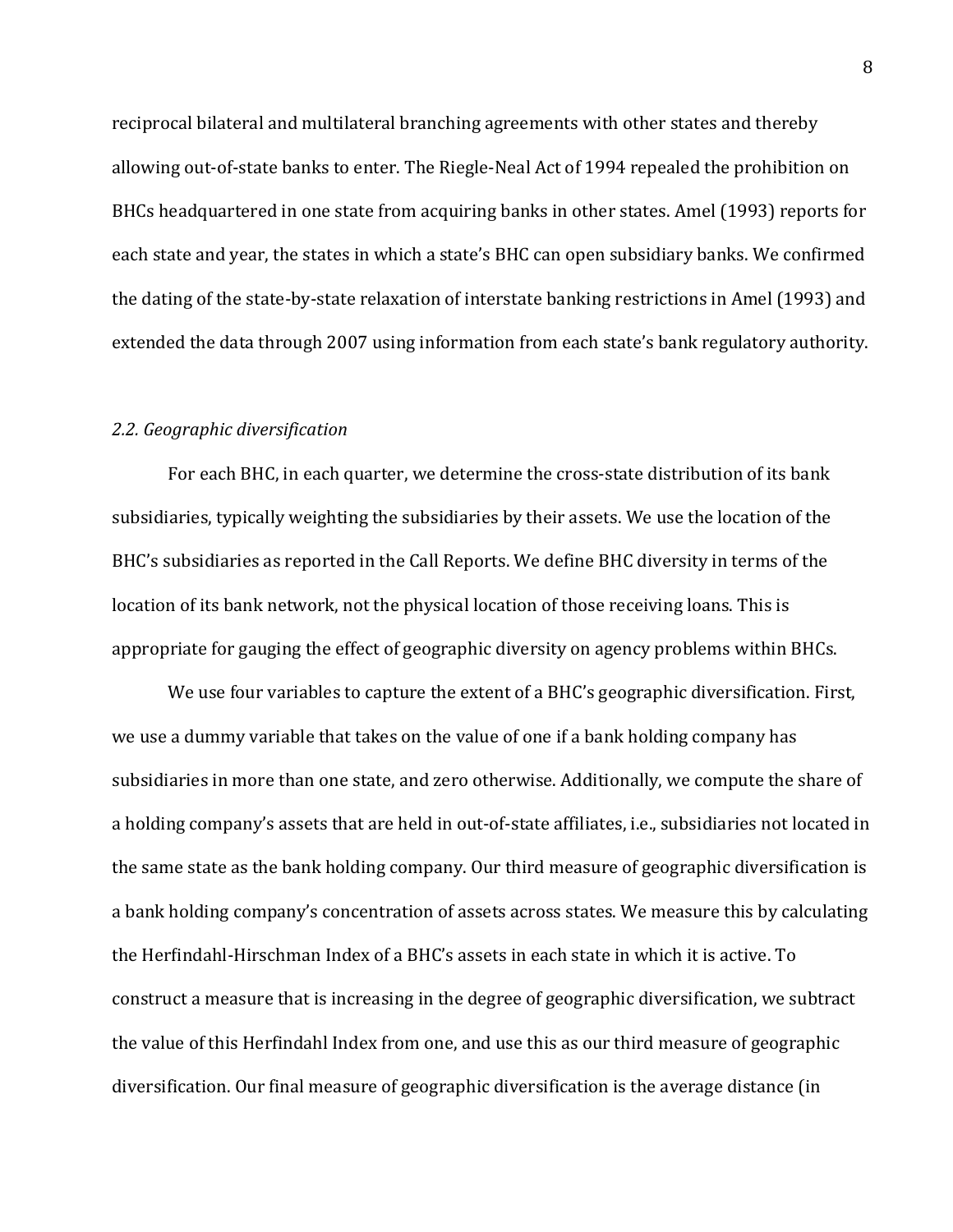reciprocal bilateral and multilateral branching agreements with other states and thereby allowing out-of-state banks to enter. The Riegle-Neal Act of 1994 repealed the prohibition on BHCs headquartered in one state from acquiring banks in other states. Amel (1993) reports for each state and year, the states in which a state's BHC can open subsidiary banks. We confirmed the dating of the state-by-state relaxation of interstate banking restrictions in Amel (1993) and extended the data through 2007 using information from each state's bank regulatory authority.

### *2.2. Geographic diversification*

For each BHC, in each quarter, we determine the cross-state distribution of its bank subsidiaries, typically weighting the subsidiaries by their assets. We use the location of the BHC's subsidiaries as reported in the Call Reports. We define BHC diversity in terms of the location of its bank network, not the physical location of those receiving loans. This is appropriate for gauging the effect of geographic diversity on agency problems within BHCs.

We use four variables to capture the extent of a BHC's geographic diversification. First, we use a dummy variable that takes on the value of one if a bank holding company has subsidiaries in more than one state, and zero otherwise. Additionally, we compute the share of a holding company's assets that are held in out-of-state affiliates, i.e., subsidiaries not located in the same state as the bank holding company. Our third measure of geographic diversification is a bank holding company's concentration of assets across states. We measure this by calculating the Herfindahl-Hirschman Index of a BHC's assets in each state in which it is active. To construct a measure that is increasing in the degree of geographic diversification, we subtract the value of this Herfindahl Index from one, and use this as our third measure of geographic diversification. Our final measure of geographic diversification is the average distance (in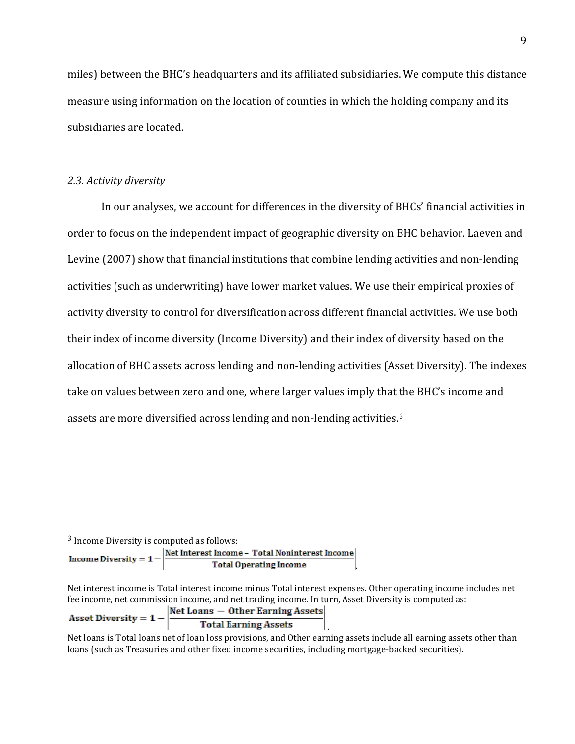miles) between the BHC's headquarters and its affiliated subsidiaries. We compute this distance measure using information on the location of counties in which the holding company and its subsidiaries are located.

### *2.3. Activity diversity*

In our analyses, we account for differences in the diversity of BHCs' financial activities in order to focus on the independent impact of geographic diversity on BHC behavior. Laeven and Levine (2007) show that financial institutions that combine lending activities and non-lending activities (such as underwriting) have lower market values. We use their empirical proxies of activity diversity to control for diversification across different financial activities. We use both their index of income diversity (Income Diversity) and their index of diversity based on the allocation of BHC assets across lending and non-lending activities (Asset Diversity). The indexes take on values between zero and one, where larger values imply that the BHC's income and assets are more diversified across lending and non-lending activities.[3]

---

[3] Income Diversity is computed as follows:

$$\textbf{Income Diversity} = 1 - \left| \frac{\textbf{Net Interest Income} - \textbf{Total Noninterest Income}}{\textbf{Total Operating Income}} \right|.$$

Net interest income is Total interest income minus Total interest expenses. Other operating income includes net fee income, net commission income, and net trading income. In turn, Asset Diversity is computed as:

$$\textbf{Asset Diversity} = 1 - \left| \frac{\textbf{Net Loans} - \textbf{Other Earning Assets}}{\textbf{Total Earning Assets}} \right|.$$

Net loans is Total loans net of loan loss provisions, and Other earning assets include all earning assets other than loans (such as Treasuries and other fixed income securities, including mortgage-backed securities).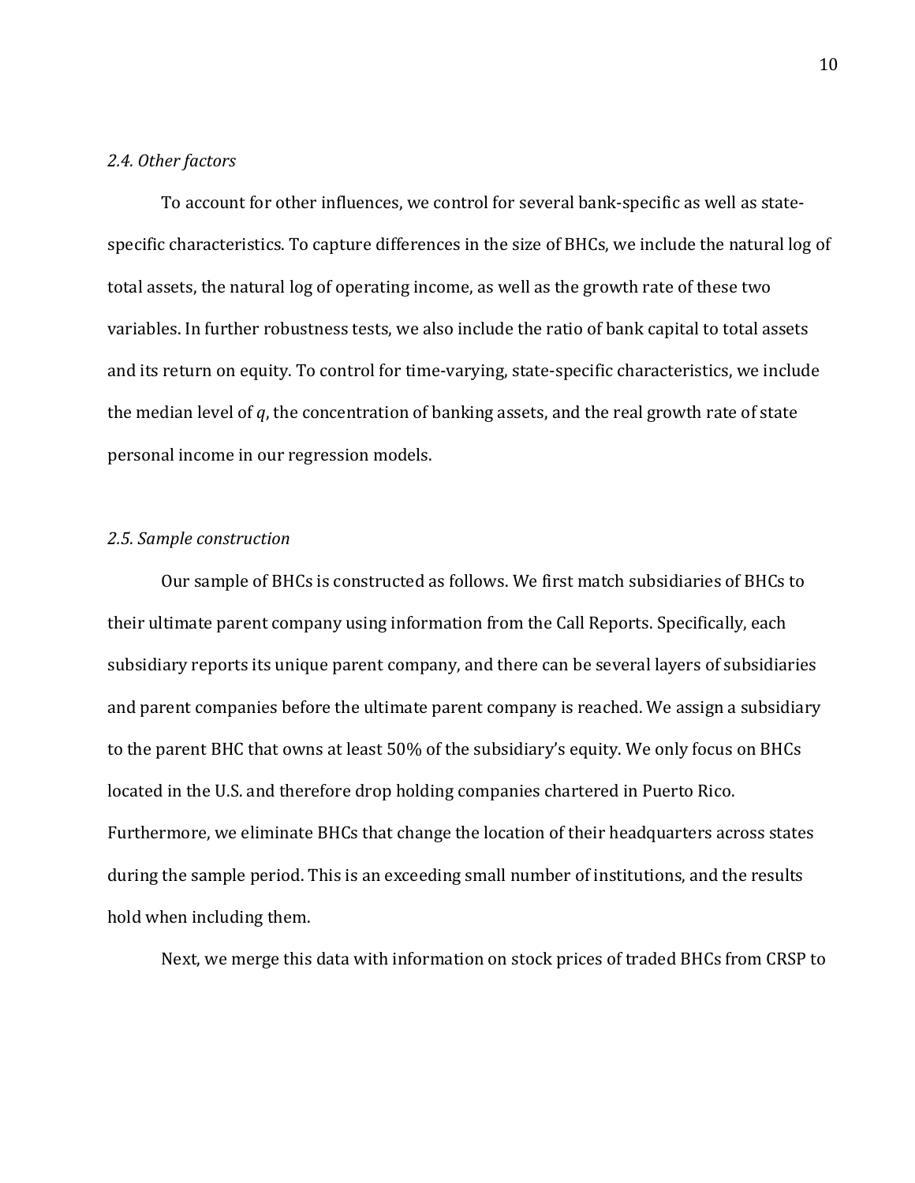### *2.4. Other factors*

To account for other influences, we control for several bank-specific as well as state-specific characteristics. To capture differences in the size of BHCs, we include the natural log of total assets, the natural log of operating income, as well as the growth rate of these two variables. In further robustness tests, we also include the ratio of bank capital to total assets and its return on equity. To control for time-varying, state-specific characteristics, we include the median level of $q$, the concentration of banking assets, and the real growth rate of state personal income in our regression models.

### *2.5. Sample construction*

Our sample of BHCs is constructed as follows. We first match subsidiaries of BHCs to their ultimate parent company using information from the Call Reports. Specifically, each subsidiary reports its unique parent company, and there can be several layers of subsidiaries and parent companies before the ultimate parent company is reached. We assign a subsidiary to the parent BHC that owns at least 50% of the subsidiary's equity. We only focus on BHCs located in the U.S. and therefore drop holding companies chartered in Puerto Rico. Furthermore, we eliminate BHCs that change the location of their headquarters across states during the sample period. This is an exceeding small number of institutions, and the results hold when including them.

Next, we merge this data with information on stock prices of traded BHCs from CRSP to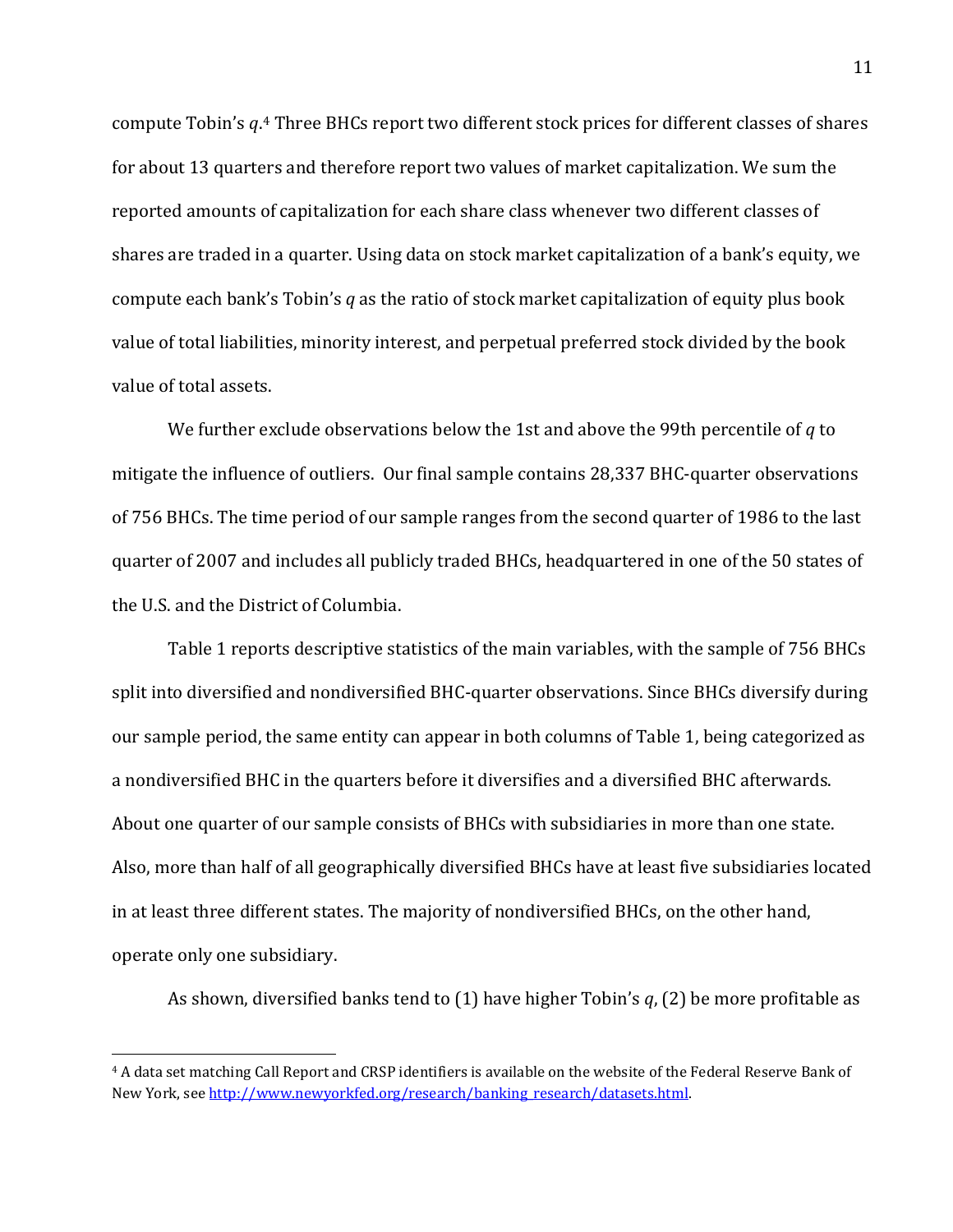compute Tobin's $q$.[4] Three BHCs report two different stock prices for different classes of shares for about 13 quarters and therefore report two values of market capitalization. We sum the reported amounts of capitalization for each share class whenever two different classes of shares are traded in a quarter. Using data on stock market capitalization of a bank's equity, we compute each bank's Tobin's $q$ as the ratio of stock market capitalization of equity plus book value of total liabilities, minority interest, and perpetual preferred stock divided by the book value of total assets.

We further exclude observations below the 1st and above the 99th percentile of $q$ to mitigate the influence of outliers. Our final sample contains 28,337 BHC-quarter observations of 756 BHCs. The time period of our sample ranges from the second quarter of 1986 to the last quarter of 2007 and includes all publicly traded BHCs, headquartered in one of the 50 states of the U.S. and the District of Columbia.

Table 1 reports descriptive statistics of the main variables, with the sample of 756 BHCs split into diversified and nondiversified BHC-quarter observations. Since BHCs diversify during our sample period, the same entity can appear in both columns of Table 1, being categorized as a nondiversified BHC in the quarters before it diversifies and a diversified BHC afterwards. About one quarter of our sample consists of BHCs with subsidiaries in more than one state. Also, more than half of all geographically diversified BHCs have at least five subsidiaries located in at least three different states. The majority of nondiversified BHCs, on the other hand, operate only one subsidiary.

As shown, diversified banks tend to (1) have higher Tobin's $q$, (2) be more profitable as

---

[4] A data set matching Call Report and CRSP identifiers is available on the website of the Federal Reserve Bank of New York, see http://www.newyorkfed.org/research/banking_research/datasets.html.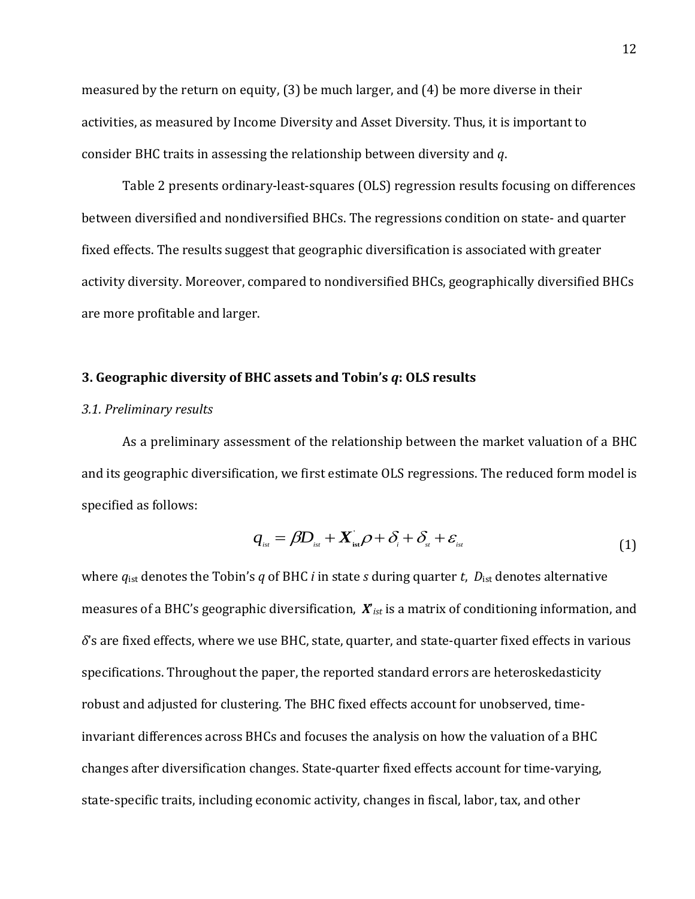measured by the return on equity, (3) be much larger, and (4) be more diverse in their activities, as measured by Income Diversity and Asset Diversity. Thus, it is important to consider BHC traits in assessing the relationship between diversity and *q*.

Table 2 presents ordinary-least-squares (OLS) regression results focusing on differences between diversified and nondiversified BHCs. The regressions condition on state- and quarter fixed effects. The results suggest that geographic diversification is associated with greater activity diversity. Moreover, compared to nondiversified BHCs, geographically diversified BHCs are more profitable and larger.

## 3. Geographic diversity of BHC assets and Tobin's *q*: OLS results

### *3.1. Preliminary results*

As a preliminary assessment of the relationship between the market valuation of a BHC and its geographic diversification, we first estimate OLS regressions. The reduced form model is specified as follows:

$$q_{ist} = \beta D_{ist} + \boldsymbol{X}_{ist}^{'}\rho + \delta_{i} + \delta_{st} + \varepsilon_{ist} \tag{1}$$

where $q_{ist}$ denotes the Tobin's *q* of BHC *i* in state *s* during quarter *t*, $D_{ist}$ denotes alternative measures of a BHC's geographic diversification, $\boldsymbol{X}'_{ist}$ is a matrix of conditioning information, and $\delta$'s are fixed effects, where we use BHC, state, quarter, and state-quarter fixed effects in various specifications. Throughout the paper, the reported standard errors are heteroskedasticity robust and adjusted for clustering. The BHC fixed effects account for unobserved, time-invariant differences across BHCs and focuses the analysis on how the valuation of a BHC changes after diversification changes. State-quarter fixed effects account for time-varying, state-specific traits, including economic activity, changes in fiscal, labor, tax, and other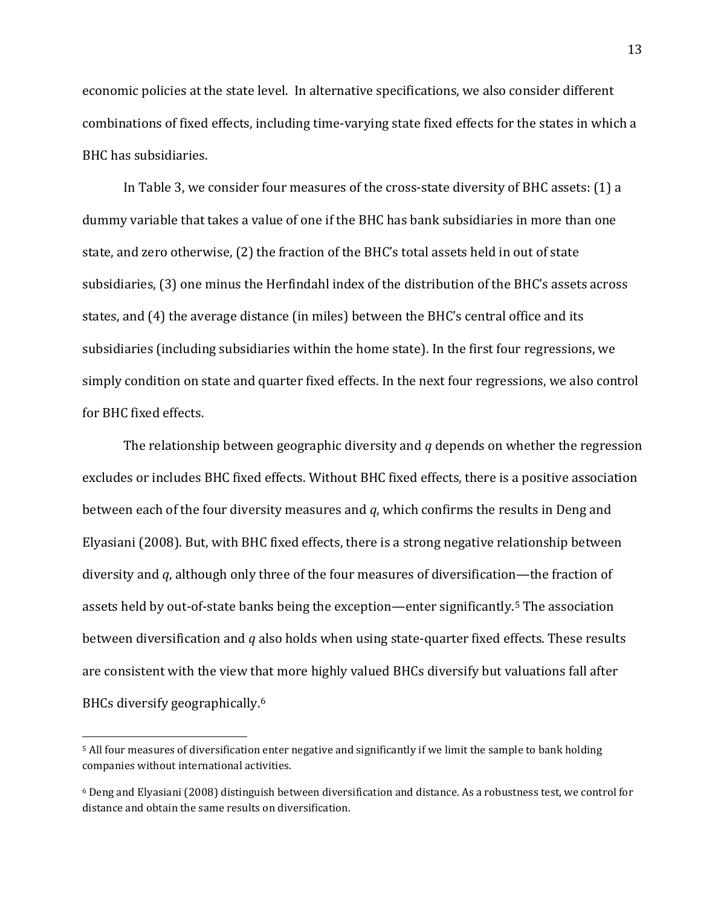economic policies at the state level. In alternative specifications, we also consider different combinations of fixed effects, including time-varying state fixed effects for the states in which a BHC has subsidiaries.

In Table 3, we consider four measures of the cross-state diversity of BHC assets: (1) a dummy variable that takes a value of one if the BHC has bank subsidiaries in more than one state, and zero otherwise, (2) the fraction of the BHC's total assets held in out of state subsidiaries, (3) one minus the Herfindahl index of the distribution of the BHC's assets across states, and (4) the average distance (in miles) between the BHC's central office and its subsidiaries (including subsidiaries within the home state). In the first four regressions, we simply condition on state and quarter fixed effects. In the next four regressions, we also control for BHC fixed effects.

The relationship between geographic diversity and *q* depends on whether the regression excludes or includes BHC fixed effects. Without BHC fixed effects, there is a positive association between each of the four diversity measures and *q*, which confirms the results in Deng and Elyasiani (2008). But, with BHC fixed effects, there is a strong negative relationship between diversity and *q*, although only three of the four measures of diversification—the fraction of assets held by out-of-state banks being the exception—enter significantly.[5] The association between diversification and *q* also holds when using state-quarter fixed effects. These results are consistent with the view that more highly valued BHCs diversify but valuations fall after BHCs diversify geographically.[6]

[5] All four measures of diversification enter negative and significantly if we limit the sample to bank holding companies without international activities.

[6] Deng and Elyasiani (2008) distinguish between diversification and distance. As a robustness test, we control for distance and obtain the same results on diversification.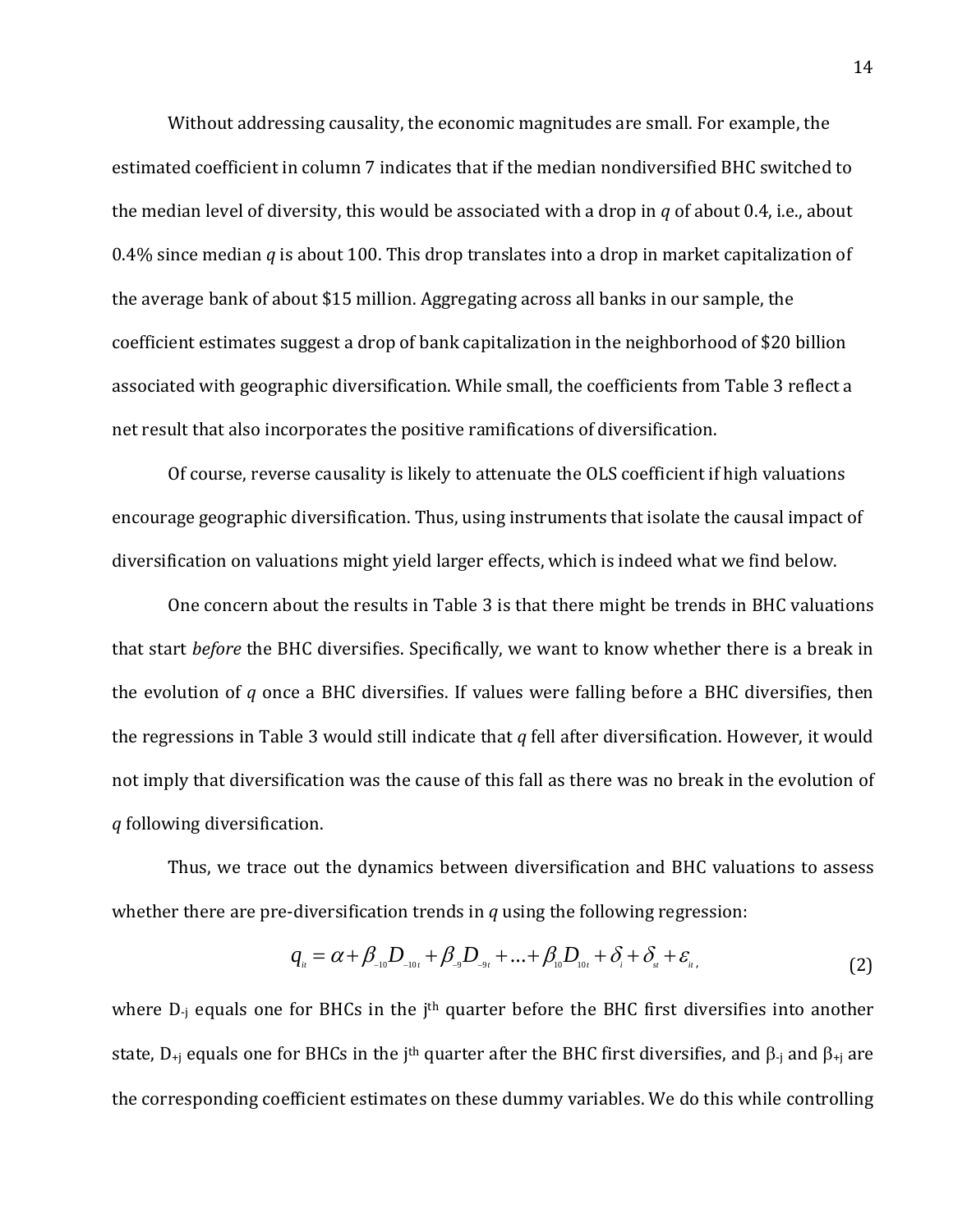Without addressing causality, the economic magnitudes are small. For example, the estimated coefficient in column 7 indicates that if the median nondiversified BHC switched to the median level of diversity, this would be associated with a drop in $q$ of about 0.4, i.e., about 0.4% since median $q$ is about 100. This drop translates into a drop in market capitalization of the average bank of about $15 million. Aggregating across all banks in our sample, the coefficient estimates suggest a drop of bank capitalization in the neighborhood of $20 billion associated with geographic diversification. While small, the coefficients from Table 3 reflect a net result that also incorporates the positive ramifications of diversification.

Of course, reverse causality is likely to attenuate the OLS coefficient if high valuations encourage geographic diversification. Thus, using instruments that isolate the causal impact of diversification on valuations might yield larger effects, which is indeed what we find below.

One concern about the results in Table 3 is that there might be trends in BHC valuations that start *before* the BHC diversifies. Specifically, we want to know whether there is a break in the evolution of $q$ once a BHC diversifies. If values were falling before a BHC diversifies, then the regressions in Table 3 would still indicate that $q$ fell after diversification. However, it would not imply that diversification was the cause of this fall as there was no break in the evolution of $q$ following diversification.

Thus, we trace out the dynamics between diversification and BHC valuations to assess whether there are pre-diversification trends in $q$ using the following regression:

$$q_{it} = \alpha + \beta_{-10} D_{-10t} + \beta_{-9} D_{-9t} + \ldots + \beta_{10} D_{10t} + \delta_i + \delta_{st} + \varepsilon_{it}, \tag{2}$$

where $D_{-j}$ equals one for BHCs in the $j^{th}$ quarter before the BHC first diversifies into another state, $D_{+j}$ equals one for BHCs in the $j^{th}$ quarter after the BHC first diversifies, and $\beta_{-j}$ and $\beta_{+j}$ are the corresponding coefficient estimates on these dummy variables. We do this while controlling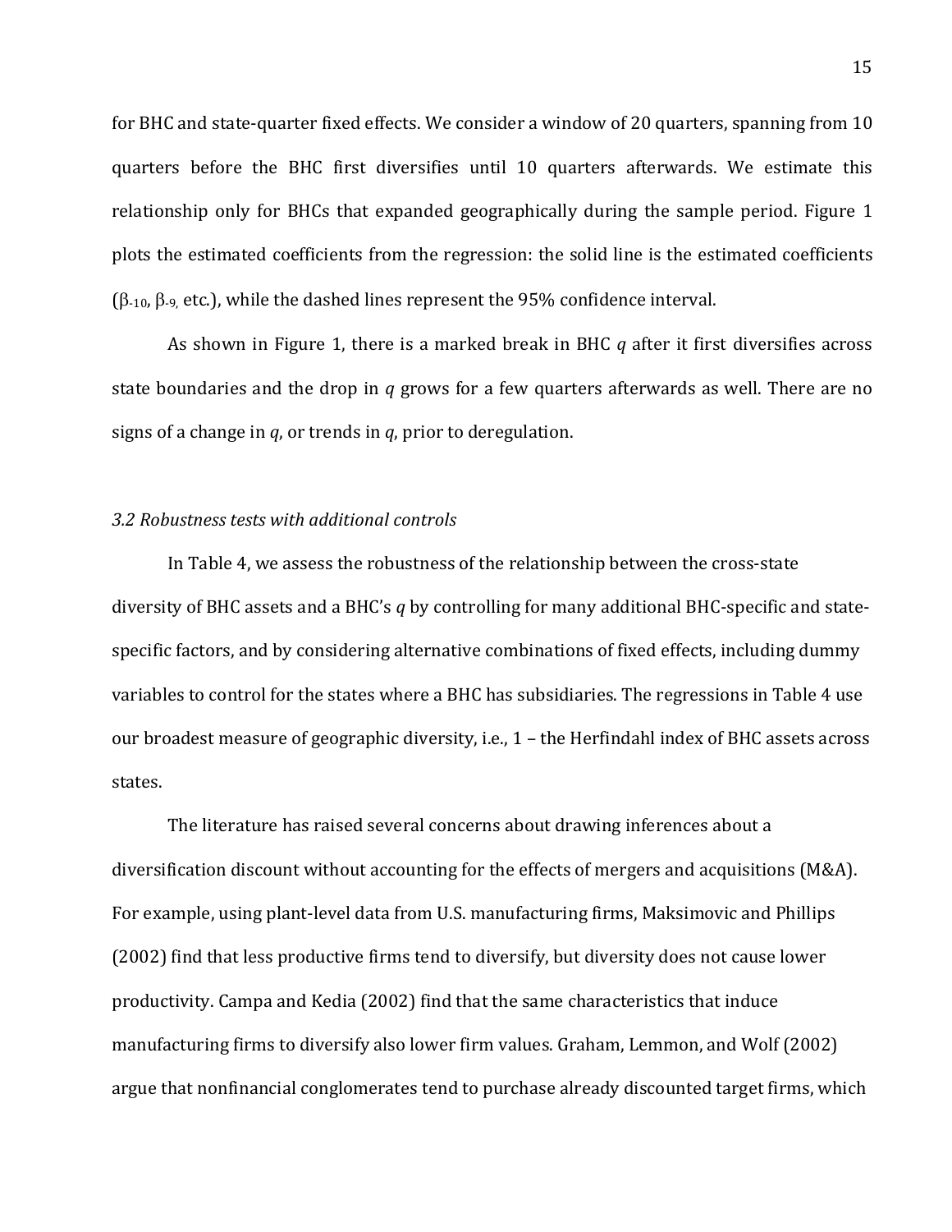for BHC and state-quarter fixed effects. We consider a window of 20 quarters, spanning from 10 quarters before the BHC first diversifies until 10 quarters afterwards. We estimate this relationship only for BHCs that expanded geographically during the sample period. Figure 1 plots the estimated coefficients from the regression: the solid line is the estimated coefficients ($\beta_{-10}$, $\beta_{-9}$, etc.), while the dashed lines represent the 95% confidence interval.

As shown in Figure 1, there is a marked break in BHC *q* after it first diversifies across state boundaries and the drop in *q* grows for a few quarters afterwards as well. There are no signs of a change in *q*, or trends in *q*, prior to deregulation.

### *3.2 Robustness tests with additional controls*

In Table 4, we assess the robustness of the relationship between the cross-state diversity of BHC assets and a BHC's *q* by controlling for many additional BHC-specific and state-specific factors, and by considering alternative combinations of fixed effects, including dummy variables to control for the states where a BHC has subsidiaries. The regressions in Table 4 use our broadest measure of geographic diversity, i.e., 1 – the Herfindahl index of BHC assets across states.

The literature has raised several concerns about drawing inferences about a diversification discount without accounting for the effects of mergers and acquisitions (M&A). For example, using plant-level data from U.S. manufacturing firms, Maksimovic and Phillips (2002) find that less productive firms tend to diversify, but diversity does not cause lower productivity. Campa and Kedia (2002) find that the same characteristics that induce manufacturing firms to diversify also lower firm values. Graham, Lemmon, and Wolf (2002) argue that nonfinancial conglomerates tend to purchase already discounted target firms, which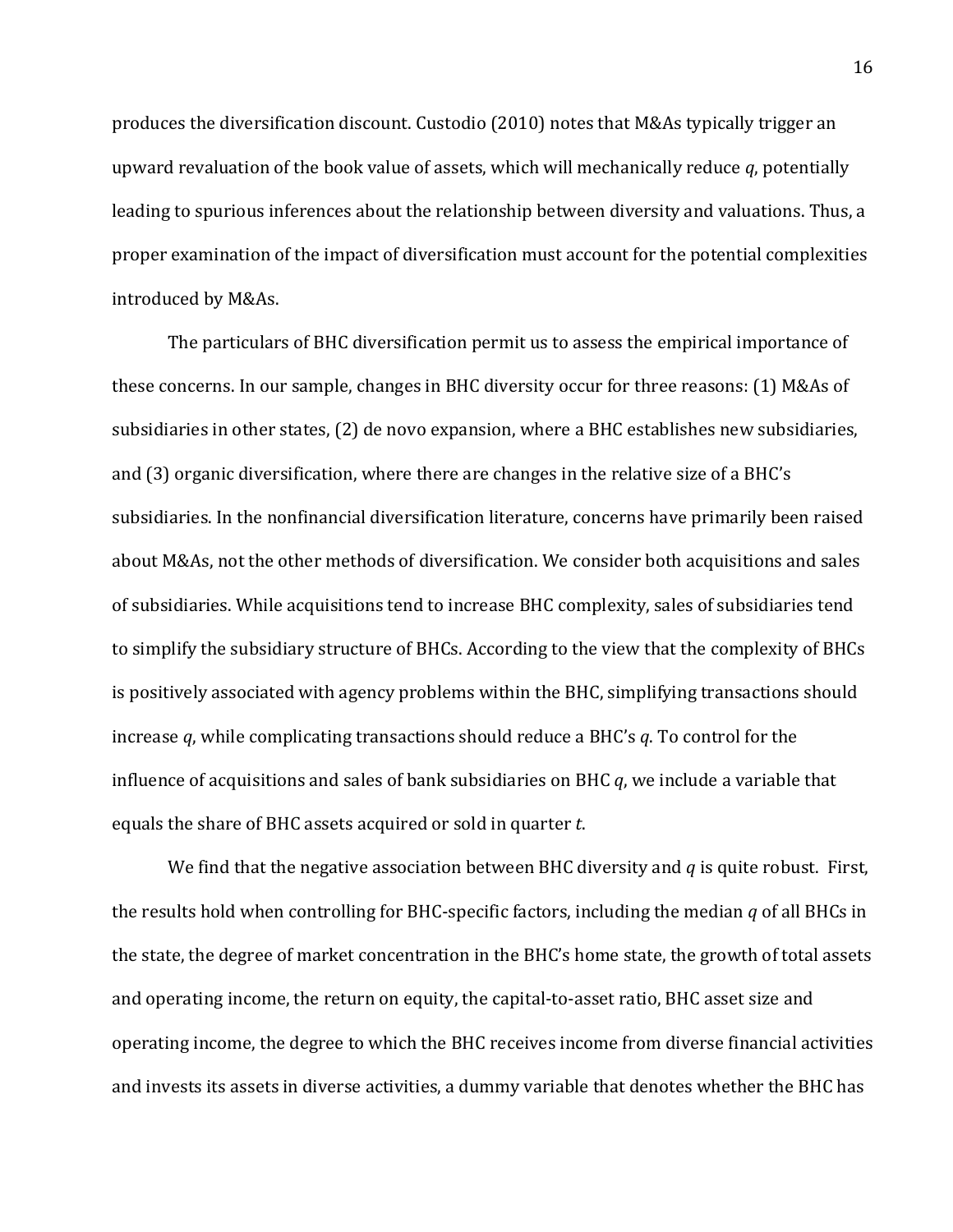produces the diversification discount. Custodio (2010) notes that M&As typically trigger an upward revaluation of the book value of assets, which will mechanically reduce $q$, potentially leading to spurious inferences about the relationship between diversity and valuations. Thus, a proper examination of the impact of diversification must account for the potential complexities introduced by M&As.

The particulars of BHC diversification permit us to assess the empirical importance of these concerns. In our sample, changes in BHC diversity occur for three reasons: (1) M&As of subsidiaries in other states, (2) de novo expansion, where a BHC establishes new subsidiaries, and (3) organic diversification, where there are changes in the relative size of a BHC's subsidiaries. In the nonfinancial diversification literature, concerns have primarily been raised about M&As, not the other methods of diversification. We consider both acquisitions and sales of subsidiaries. While acquisitions tend to increase BHC complexity, sales of subsidiaries tend to simplify the subsidiary structure of BHCs. According to the view that the complexity of BHCs is positively associated with agency problems within the BHC, simplifying transactions should increase $q$, while complicating transactions should reduce a BHC's $q$. To control for the influence of acquisitions and sales of bank subsidiaries on BHC $q$, we include a variable that equals the share of BHC assets acquired or sold in quarter $t$.

We find that the negative association between BHC diversity and $q$ is quite robust. First, the results hold when controlling for BHC-specific factors, including the median $q$ of all BHCs in the state, the degree of market concentration in the BHC's home state, the growth of total assets and operating income, the return on equity, the capital-to-asset ratio, BHC asset size and operating income, the degree to which the BHC receives income from diverse financial activities and invests its assets in diverse activities, a dummy variable that denotes whether the BHC has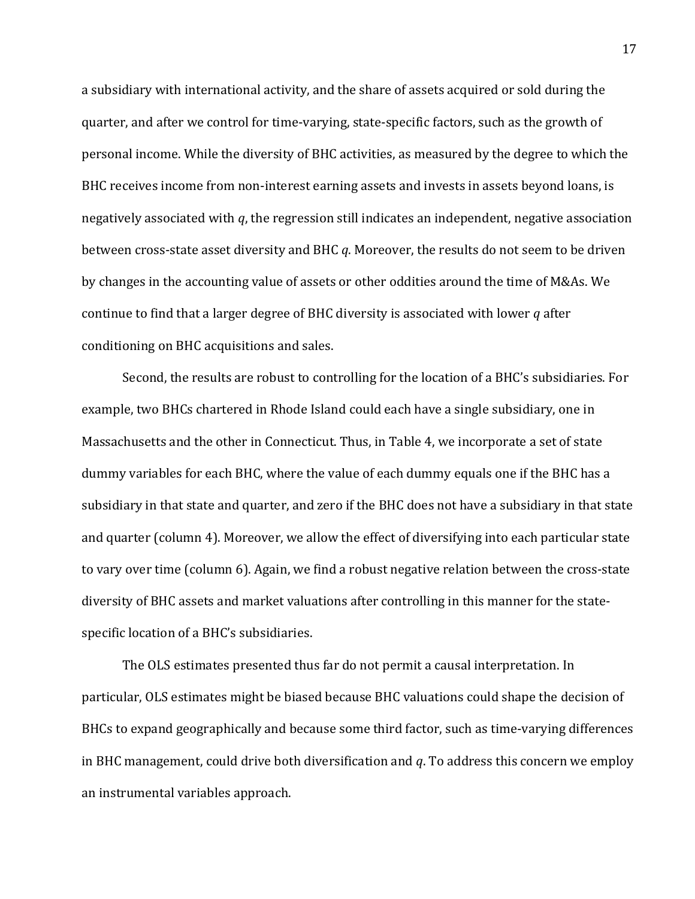a subsidiary with international activity, and the share of assets acquired or sold during the quarter, and after we control for time-varying, state-specific factors, such as the growth of personal income. While the diversity of BHC activities, as measured by the degree to which the BHC receives income from non-interest earning assets and invests in assets beyond loans, is negatively associated with *q*, the regression still indicates an independent, negative association between cross-state asset diversity and BHC *q*. Moreover, the results do not seem to be driven by changes in the accounting value of assets or other oddities around the time of M&As. We continue to find that a larger degree of BHC diversity is associated with lower *q* after conditioning on BHC acquisitions and sales.

Second, the results are robust to controlling for the location of a BHC's subsidiaries. For example, two BHCs chartered in Rhode Island could each have a single subsidiary, one in Massachusetts and the other in Connecticut. Thus, in Table 4, we incorporate a set of state dummy variables for each BHC, where the value of each dummy equals one if the BHC has a subsidiary in that state and quarter, and zero if the BHC does not have a subsidiary in that state and quarter (column 4). Moreover, we allow the effect of diversifying into each particular state to vary over time (column 6). Again, we find a robust negative relation between the cross-state diversity of BHC assets and market valuations after controlling in this manner for the state-specific location of a BHC's subsidiaries.

The OLS estimates presented thus far do not permit a causal interpretation. In particular, OLS estimates might be biased because BHC valuations could shape the decision of BHCs to expand geographically and because some third factor, such as time-varying differences in BHC management, could drive both diversification and *q*. To address this concern we employ an instrumental variables approach.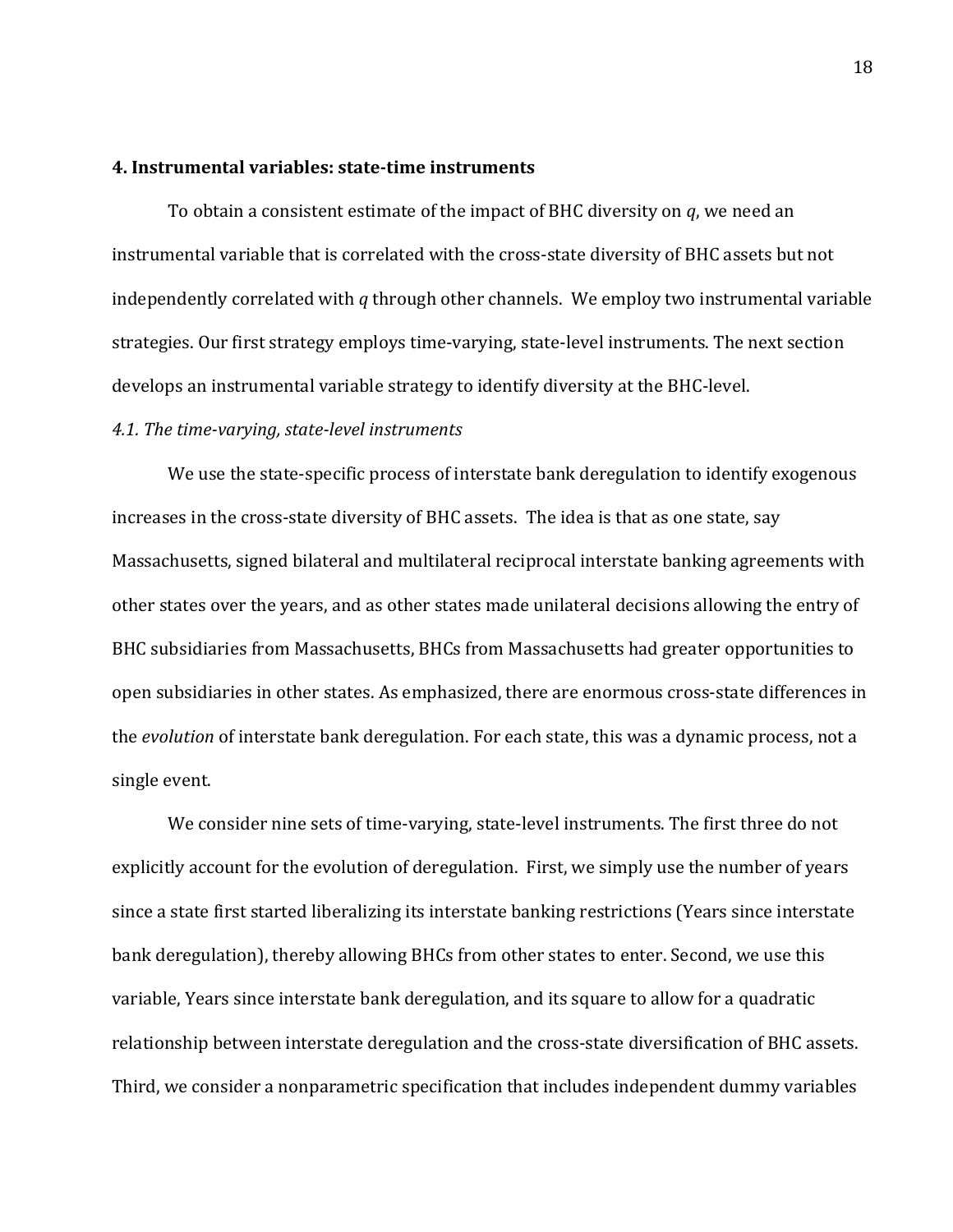## 4. Instrumental variables: state-time instruments

To obtain a consistent estimate of the impact of BHC diversity on $q$, we need an instrumental variable that is correlated with the cross-state diversity of BHC assets but not independently correlated with $q$ through other channels. We employ two instrumental variable strategies. Our first strategy employs time-varying, state-level instruments. The next section develops an instrumental variable strategy to identify diversity at the BHC-level.

### *4.1. The time-varying, state-level instruments*

We use the state-specific process of interstate bank deregulation to identify exogenous increases in the cross-state diversity of BHC assets. The idea is that as one state, say Massachusetts, signed bilateral and multilateral reciprocal interstate banking agreements with other states over the years, and as other states made unilateral decisions allowing the entry of BHC subsidiaries from Massachusetts, BHCs from Massachusetts had greater opportunities to open subsidiaries in other states. As emphasized, there are enormous cross-state differences in the *evolution* of interstate bank deregulation. For each state, this was a dynamic process, not a single event.

We consider nine sets of time-varying, state-level instruments. The first three do not explicitly account for the evolution of deregulation. First, we simply use the number of years since a state first started liberalizing its interstate banking restrictions (Years since interstate bank deregulation), thereby allowing BHCs from other states to enter. Second, we use this variable, Years since interstate bank deregulation, and its square to allow for a quadratic relationship between interstate deregulation and the cross-state diversification of BHC assets. Third, we consider a nonparametric specification that includes independent dummy variables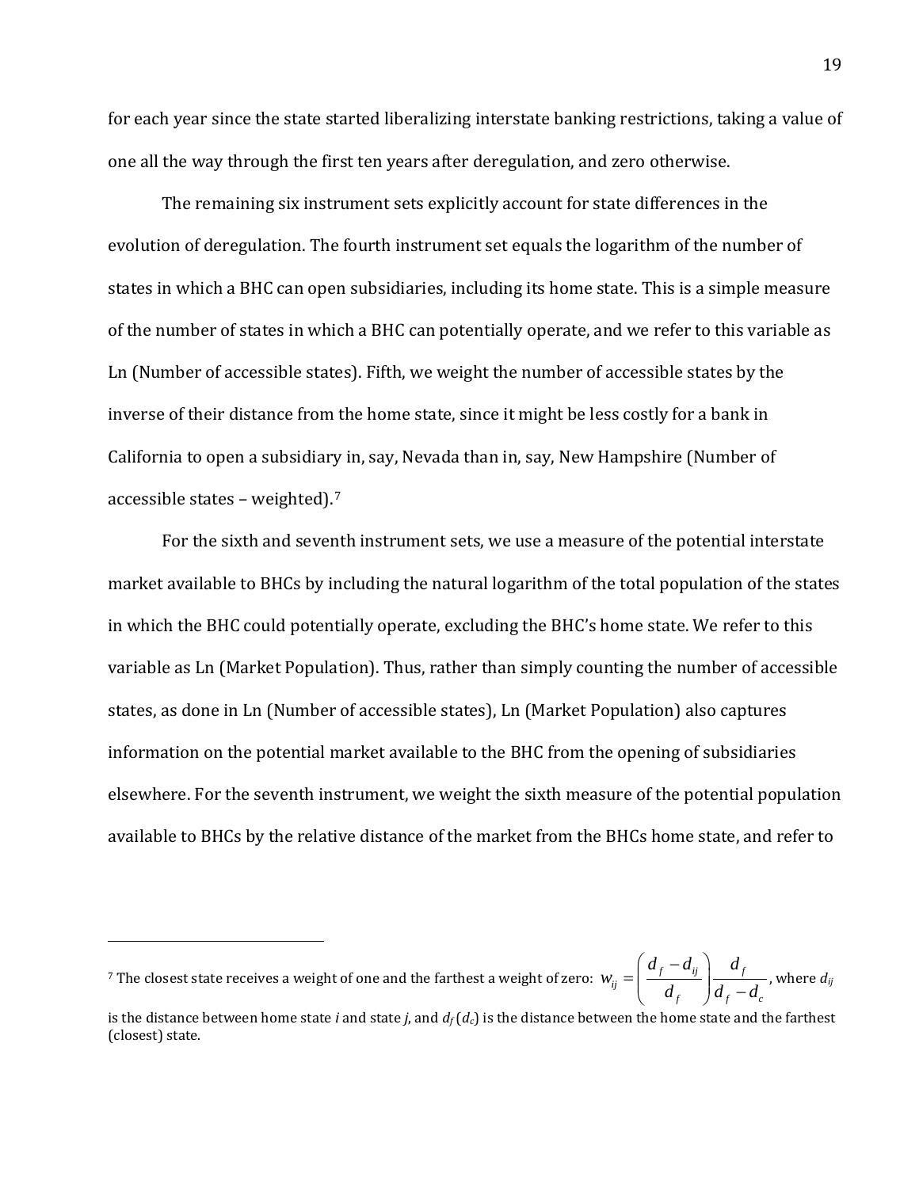for each year since the state started liberalizing interstate banking restrictions, taking a value of one all the way through the first ten years after deregulation, and zero otherwise.

The remaining six instrument sets explicitly account for state differences in the evolution of deregulation. The fourth instrument set equals the logarithm of the number of states in which a BHC can open subsidiaries, including its home state. This is a simple measure of the number of states in which a BHC can potentially operate, and we refer to this variable as Ln (Number of accessible states). Fifth, we weight the number of accessible states by the inverse of their distance from the home state, since it might be less costly for a bank in California to open a subsidiary in, say, Nevada than in, say, New Hampshire (Number of accessible states – weighted).[7]

For the sixth and seventh instrument sets, we use a measure of the potential interstate market available to BHCs by including the natural logarithm of the total population of the states in which the BHC could potentially operate, excluding the BHC's home state. We refer to this variable as Ln (Market Population). Thus, rather than simply counting the number of accessible states, as done in Ln (Number of accessible states), Ln (Market Population) also captures information on the potential market available to the BHC from the opening of subsidiaries elsewhere. For the seventh instrument, we weight the sixth measure of the potential population available to BHCs by the relative distance of the market from the BHCs home state, and refer to

---

[7] The closest state receives a weight of one and the farthest a weight of zero: $w_{ij} = \left( \frac{d_f - d_{ij}}{d_f} \right) \frac{d_f}{d_f - d_c}$, where $d_{ij}$ is the distance between home state *i* and state *j*, and $d_f$ ($d_c$) is the distance between the home state and the farthest (closest) state.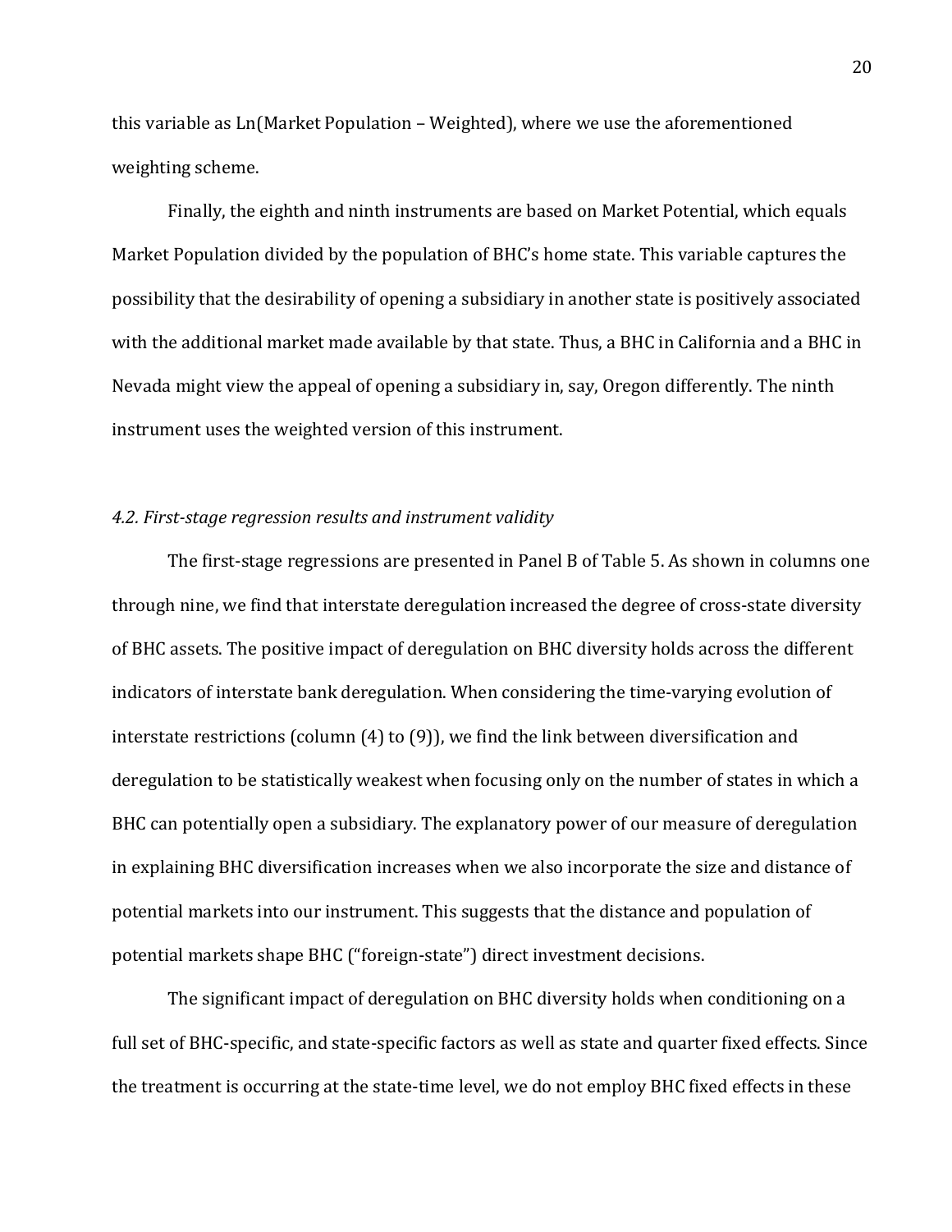this variable as Ln(Market Population – Weighted), where we use the aforementioned weighting scheme.

Finally, the eighth and ninth instruments are based on Market Potential, which equals Market Population divided by the population of BHC's home state. This variable captures the possibility that the desirability of opening a subsidiary in another state is positively associated with the additional market made available by that state. Thus, a BHC in California and a BHC in Nevada might view the appeal of opening a subsidiary in, say, Oregon differently. The ninth instrument uses the weighted version of this instrument.

### *4.2. First-stage regression results and instrument validity*

The first-stage regressions are presented in Panel B of Table 5. As shown in columns one through nine, we find that interstate deregulation increased the degree of cross-state diversity of BHC assets. The positive impact of deregulation on BHC diversity holds across the different indicators of interstate bank deregulation. When considering the time-varying evolution of interstate restrictions (column (4) to (9)), we find the link between diversification and deregulation to be statistically weakest when focusing only on the number of states in which a BHC can potentially open a subsidiary. The explanatory power of our measure of deregulation in explaining BHC diversification increases when we also incorporate the size and distance of potential markets into our instrument. This suggests that the distance and population of potential markets shape BHC ("foreign-state") direct investment decisions.

The significant impact of deregulation on BHC diversity holds when conditioning on a full set of BHC-specific, and state-specific factors as well as state and quarter fixed effects. Since the treatment is occurring at the state-time level, we do not employ BHC fixed effects in these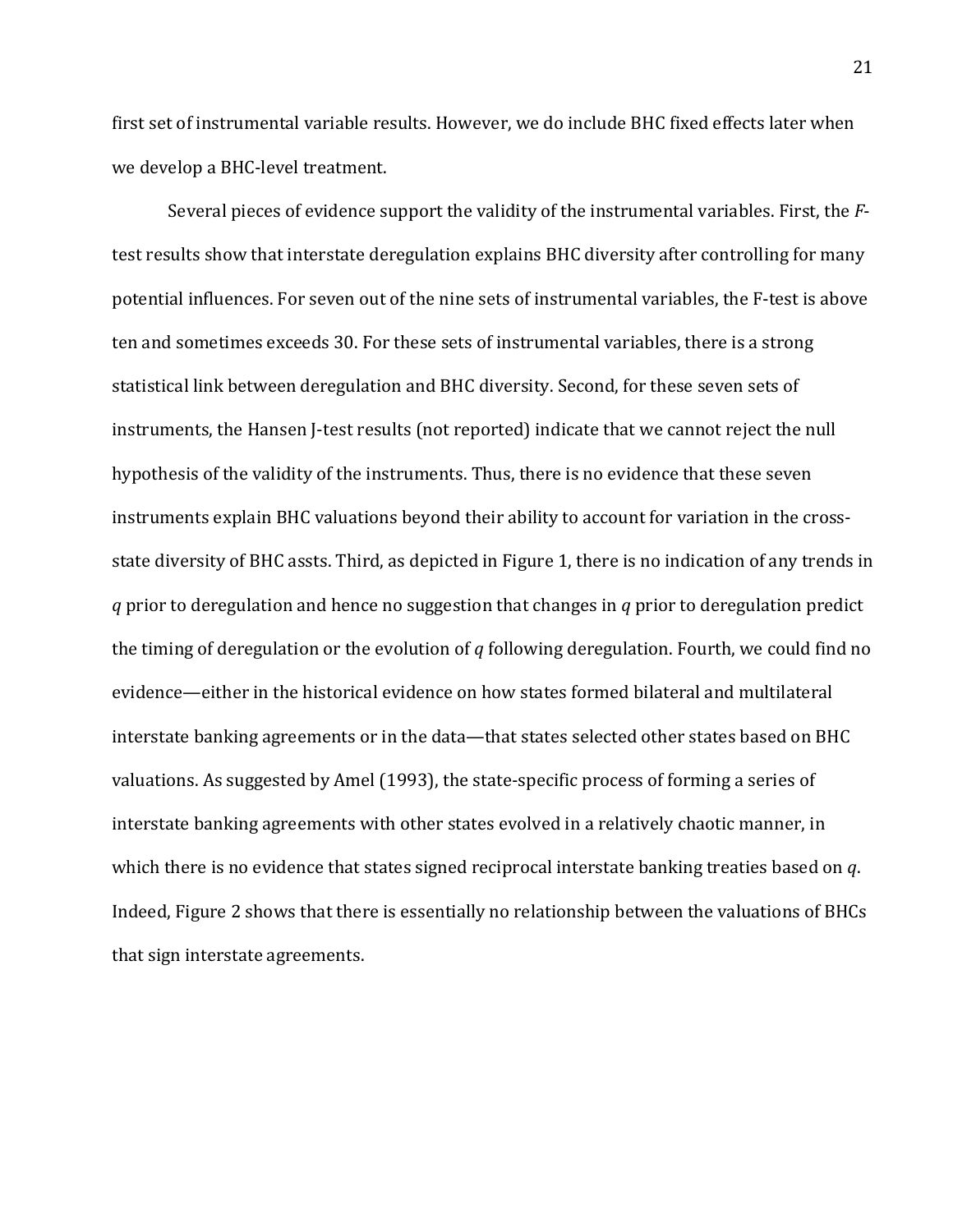first set of instrumental variable results. However, we do include BHC fixed effects later when we develop a BHC-level treatment.

Several pieces of evidence support the validity of the instrumental variables. First, the *F*-test results show that interstate deregulation explains BHC diversity after controlling for many potential influences. For seven out of the nine sets of instrumental variables, the F-test is above ten and sometimes exceeds 30. For these sets of instrumental variables, there is a strong statistical link between deregulation and BHC diversity. Second, for these seven sets of instruments, the Hansen J-test results (not reported) indicate that we cannot reject the null hypothesis of the validity of the instruments. Thus, there is no evidence that these seven instruments explain BHC valuations beyond their ability to account for variation in the cross-state diversity of BHC assts. Third, as depicted in Figure 1, there is no indication of any trends in $q$ prior to deregulation and hence no suggestion that changes in $q$ prior to deregulation predict the timing of deregulation or the evolution of $q$ following deregulation. Fourth, we could find no evidence—either in the historical evidence on how states formed bilateral and multilateral interstate banking agreements or in the data—that states selected other states based on BHC valuations. As suggested by Amel (1993), the state-specific process of forming a series of interstate banking agreements with other states evolved in a relatively chaotic manner, in which there is no evidence that states signed reciprocal interstate banking treaties based on $q$. Indeed, Figure 2 shows that there is essentially no relationship between the valuations of BHCs that sign interstate agreements.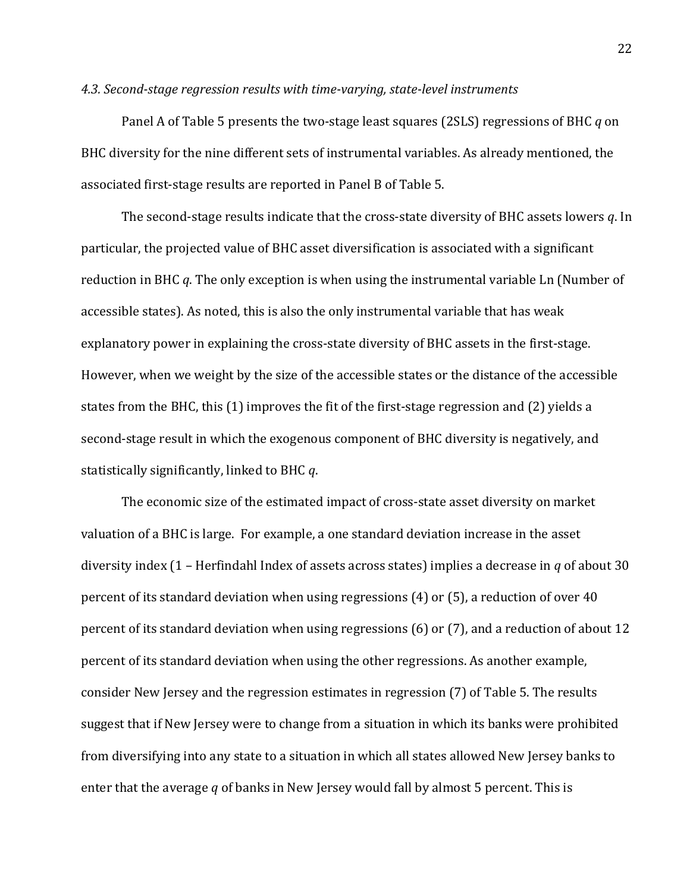*4.3. Second-stage regression results with time-varying, state-level instruments*

Panel A of Table 5 presents the two-stage least squares (2SLS) regressions of BHC *q* on BHC diversity for the nine different sets of instrumental variables. As already mentioned, the associated first-stage results are reported in Panel B of Table 5.

The second-stage results indicate that the cross-state diversity of BHC assets lowers *q*. In particular, the projected value of BHC asset diversification is associated with a significant reduction in BHC *q*. The only exception is when using the instrumental variable Ln (Number of accessible states). As noted, this is also the only instrumental variable that has weak explanatory power in explaining the cross-state diversity of BHC assets in the first-stage. However, when we weight by the size of the accessible states or the distance of the accessible states from the BHC, this (1) improves the fit of the first-stage regression and (2) yields a second-stage result in which the exogenous component of BHC diversity is negatively, and statistically significantly, linked to BHC *q*.

The economic size of the estimated impact of cross-state asset diversity on market valuation of a BHC is large. For example, a one standard deviation increase in the asset diversity index (1 – Herfindahl Index of assets across states) implies a decrease in *q* of about 30 percent of its standard deviation when using regressions (4) or (5), a reduction of over 40 percent of its standard deviation when using regressions (6) or (7), and a reduction of about 12 percent of its standard deviation when using the other regressions. As another example, consider New Jersey and the regression estimates in regression (7) of Table 5. The results suggest that if New Jersey were to change from a situation in which its banks were prohibited from diversifying into any state to a situation in which all states allowed New Jersey banks to enter that the average *q* of banks in New Jersey would fall by almost 5 percent. This is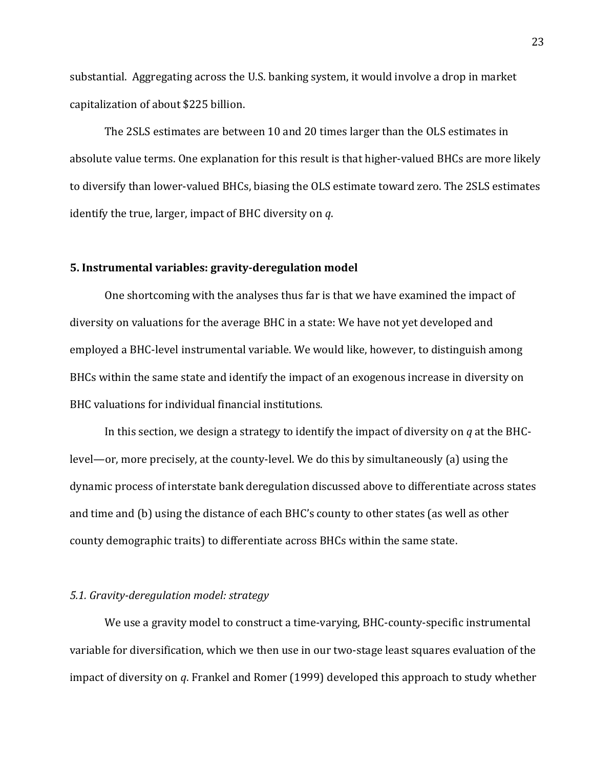substantial. Aggregating across the U.S. banking system, it would involve a drop in market capitalization of about $225 billion.

The 2SLS estimates are between 10 and 20 times larger than the OLS estimates in absolute value terms. One explanation for this result is that higher-valued BHCs are more likely to diversify than lower-valued BHCs, biasing the OLS estimate toward zero. The 2SLS estimates identify the true, larger, impact of BHC diversity on *q*.

## 5. Instrumental variables: gravity-deregulation model

One shortcoming with the analyses thus far is that we have examined the impact of diversity on valuations for the average BHC in a state: We have not yet developed and employed a BHC-level instrumental variable. We would like, however, to distinguish among BHCs within the same state and identify the impact of an exogenous increase in diversity on BHC valuations for individual financial institutions.

In this section, we design a strategy to identify the impact of diversity on *q* at the BHC-level—or, more precisely, at the county-level. We do this by simultaneously (a) using the dynamic process of interstate bank deregulation discussed above to differentiate across states and time and (b) using the distance of each BHC's county to other states (as well as other county demographic traits) to differentiate across BHCs within the same state.

### *5.1. Gravity-deregulation model: strategy*

We use a gravity model to construct a time-varying, BHC-county-specific instrumental variable for diversification, which we then use in our two-stage least squares evaluation of the impact of diversity on *q*. Frankel and Romer (1999) developed this approach to study whether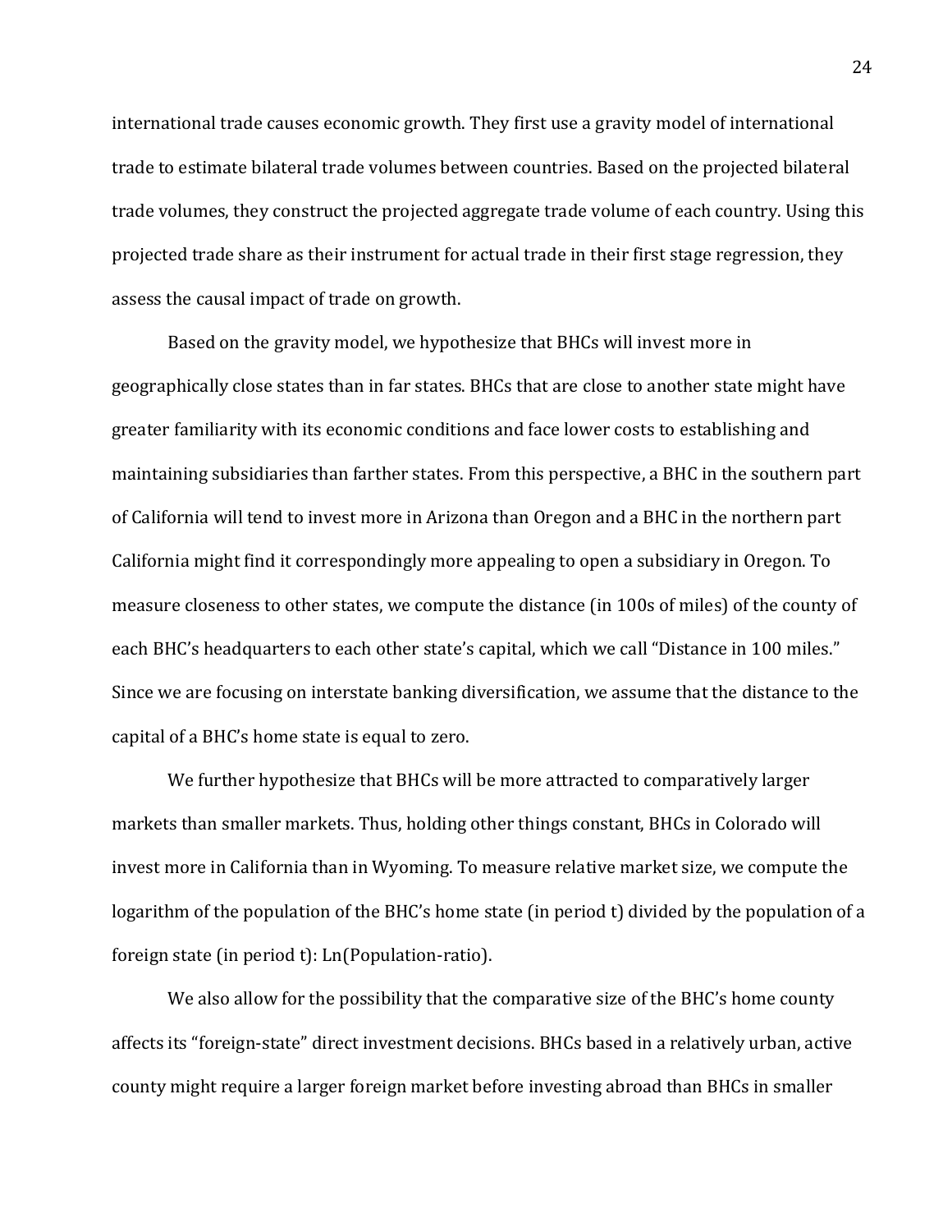international trade causes economic growth. They first use a gravity model of international trade to estimate bilateral trade volumes between countries. Based on the projected bilateral trade volumes, they construct the projected aggregate trade volume of each country. Using this projected trade share as their instrument for actual trade in their first stage regression, they assess the causal impact of trade on growth.

Based on the gravity model, we hypothesize that BHCs will invest more in geographically close states than in far states. BHCs that are close to another state might have greater familiarity with its economic conditions and face lower costs to establishing and maintaining subsidiaries than farther states. From this perspective, a BHC in the southern part of California will tend to invest more in Arizona than Oregon and a BHC in the northern part California might find it correspondingly more appealing to open a subsidiary in Oregon. To measure closeness to other states, we compute the distance (in 100s of miles) of the county of each BHC's headquarters to each other state's capital, which we call "Distance in 100 miles." Since we are focusing on interstate banking diversification, we assume that the distance to the capital of a BHC's home state is equal to zero.

We further hypothesize that BHCs will be more attracted to comparatively larger markets than smaller markets. Thus, holding other things constant, BHCs in Colorado will invest more in California than in Wyoming. To measure relative market size, we compute the logarithm of the population of the BHC's home state (in period t) divided by the population of a foreign state (in period t): Ln(Population-ratio).

We also allow for the possibility that the comparative size of the BHC's home county affects its "foreign-state" direct investment decisions. BHCs based in a relatively urban, active county might require a larger foreign market before investing abroad than BHCs in smaller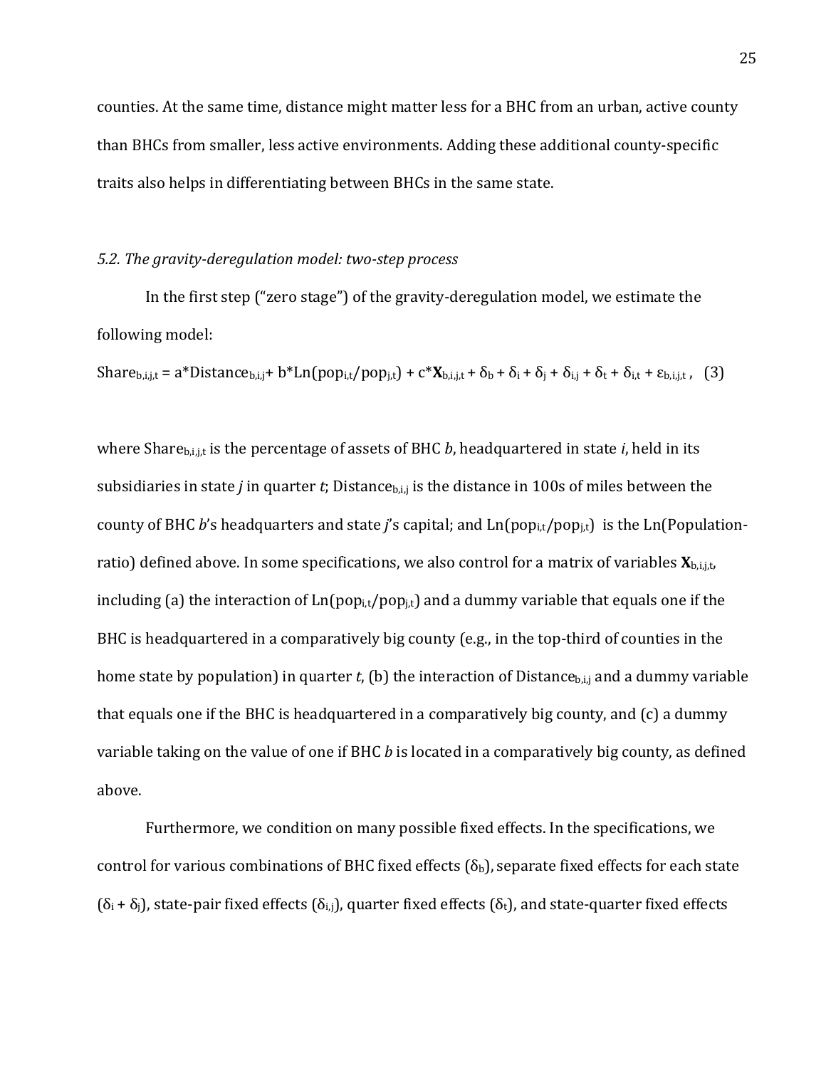counties. At the same time, distance might matter less for a BHC from an urban, active county than BHCs from smaller, less active environments. Adding these additional county-specific traits also helps in differentiating between BHCs in the same state.

### *5.2. The gravity-deregulation model: two-step process*

In the first step ("zero stage") of the gravity-deregulation model, we estimate the following model:

$$Share_{b,i,j,t} = a*Distance_{b,i,j} + b*Ln(pop_{i,t}/pop_{j,t}) + c*\mathbf{X}_{b,i,j,t} + \delta_b + \delta_i + \delta_j + \delta_{i,j} + \delta_t + \delta_{i,t} + \varepsilon_{b,i,j,t}, \quad (3)$$

where $Share_{b,i,j,t}$ is the percentage of assets of BHC *b*, headquartered in state *i*, held in its subsidiaries in state *j* in quarter *t*; $Distance_{b,i,j}$ is the distance in 100s of miles between the county of BHC *b*'s headquarters and state *j*'s capital; and $Ln(pop_{i,t}/pop_{j,t})$ is the Ln(Population-ratio) defined above. In some specifications, we also control for a matrix of variables $\mathbf{X}_{b,i,j,t}$, including (a) the interaction of $Ln(pop_{i,t}/pop_{j,t})$ and a dummy variable that equals one if the BHC is headquartered in a comparatively big county (e.g., in the top-third of counties in the home state by population) in quarter *t*, (b) the interaction of $Distance_{b,i,j}$ and a dummy variable that equals one if the BHC is headquartered in a comparatively big county, and (c) a dummy variable taking on the value of one if BHC *b* is located in a comparatively big county, as defined above.

Furthermore, we condition on many possible fixed effects. In the specifications, we control for various combinations of BHC fixed effects ($\delta_b$), separate fixed effects for each state ($\delta_i + \delta_j$), state-pair fixed effects ($\delta_{i,j}$), quarter fixed effects ($\delta_t$), and state-quarter fixed effects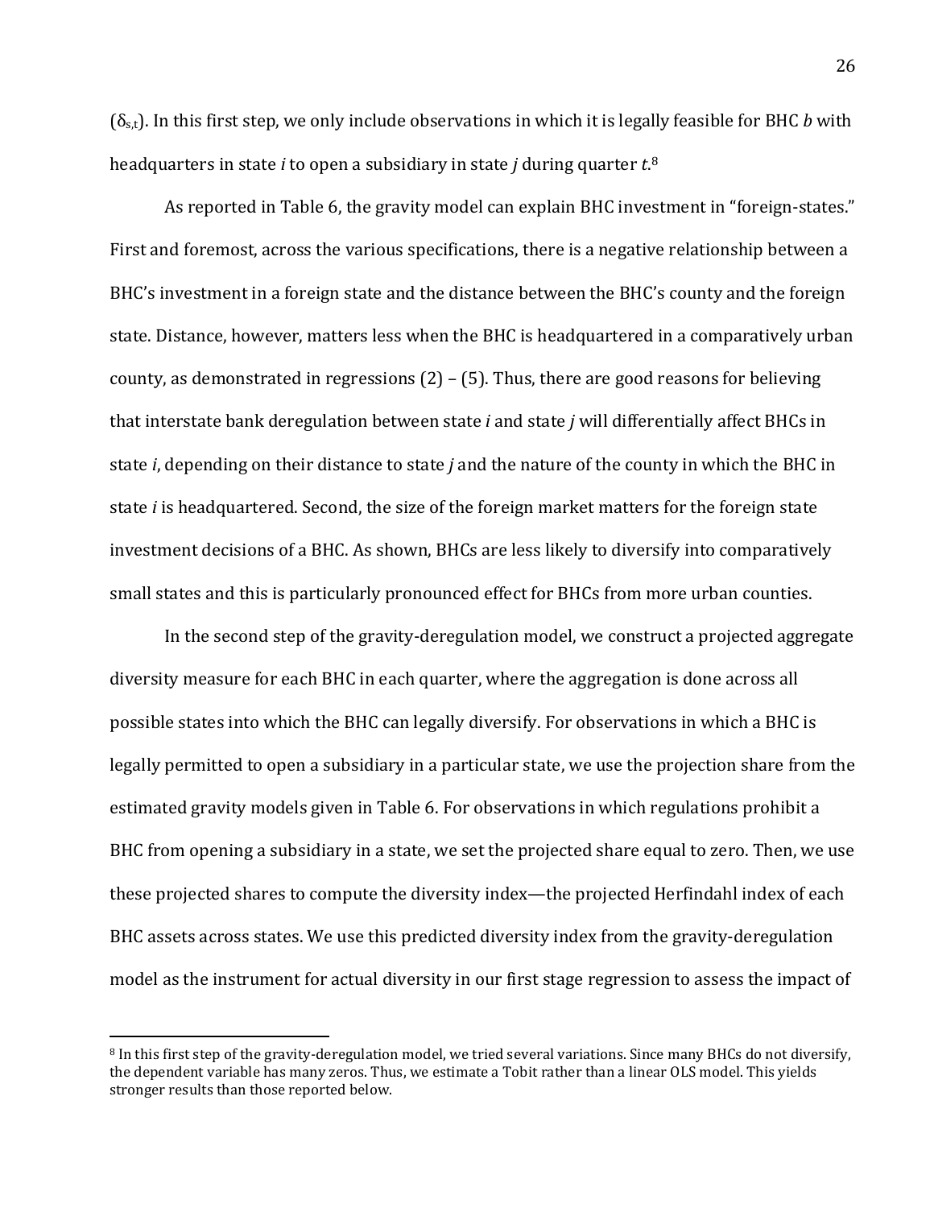($\delta_{s,t}$). In this first step, we only include observations in which it is legally feasible for BHC *b* with headquarters in state *i* to open a subsidiary in state *j* during quarter *t*.[8]

As reported in Table 6, the gravity model can explain BHC investment in "foreign-states." First and foremost, across the various specifications, there is a negative relationship between a BHC's investment in a foreign state and the distance between the BHC's county and the foreign state. Distance, however, matters less when the BHC is headquartered in a comparatively urban county, as demonstrated in regressions (2) – (5). Thus, there are good reasons for believing that interstate bank deregulation between state *i* and state *j* will differentially affect BHCs in state *i*, depending on their distance to state *j* and the nature of the county in which the BHC in state *i* is headquartered. Second, the size of the foreign market matters for the foreign state investment decisions of a BHC. As shown, BHCs are less likely to diversify into comparatively small states and this is particularly pronounced effect for BHCs from more urban counties.

In the second step of the gravity-deregulation model, we construct a projected aggregate diversity measure for each BHC in each quarter, where the aggregation is done across all possible states into which the BHC can legally diversify. For observations in which a BHC is legally permitted to open a subsidiary in a particular state, we use the projection share from the estimated gravity models given in Table 6. For observations in which regulations prohibit a BHC from opening a subsidiary in a state, we set the projected share equal to zero. Then, we use these projected shares to compute the diversity index—the projected Herfindahl index of each BHC assets across states. We use this predicted diversity index from the gravity-deregulation model as the instrument for actual diversity in our first stage regression to assess the impact of

---

[8] In this first step of the gravity-deregulation model, we tried several variations. Since many BHCs do not diversify, the dependent variable has many zeros. Thus, we estimate a Tobit rather than a linear OLS model. This yields stronger results than those reported below.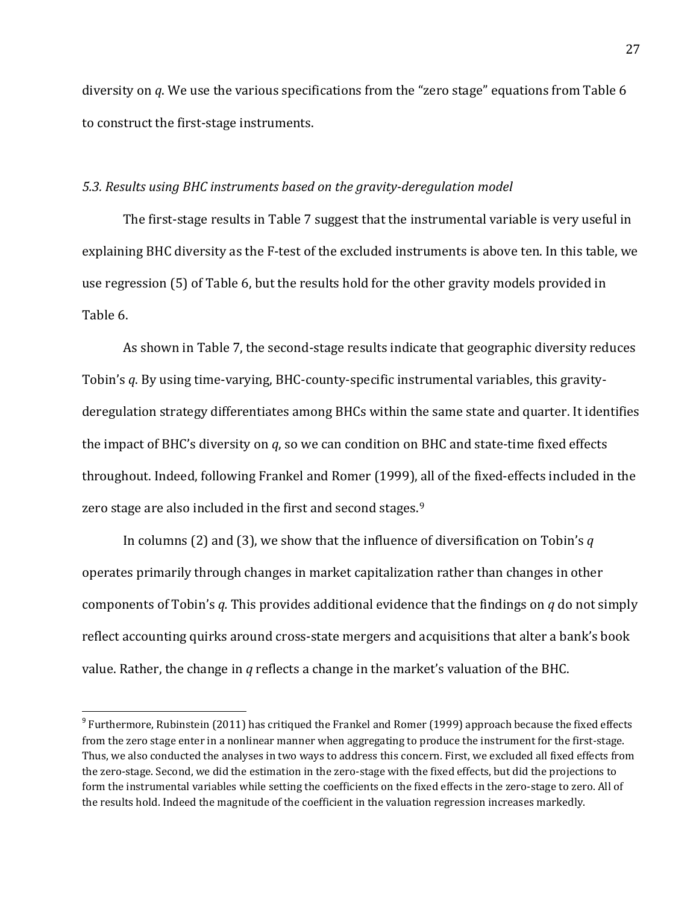diversity on *q*. We use the various specifications from the "zero stage" equations from Table 6 to construct the first-stage instruments.

### *5.3. Results using BHC instruments based on the gravity-deregulation model*

The first-stage results in Table 7 suggest that the instrumental variable is very useful in explaining BHC diversity as the F-test of the excluded instruments is above ten. In this table, we use regression (5) of Table 6, but the results hold for the other gravity models provided in Table 6.

As shown in Table 7, the second-stage results indicate that geographic diversity reduces Tobin's *q*. By using time-varying, BHC-county-specific instrumental variables, this gravity-deregulation strategy differentiates among BHCs within the same state and quarter. It identifies the impact of BHC's diversity on *q*, so we can condition on BHC and state-time fixed effects throughout. Indeed, following Frankel and Romer (1999), all of the fixed-effects included in the zero stage are also included in the first and second stages.[9]

In columns (2) and (3), we show that the influence of diversification on Tobin's *q* operates primarily through changes in market capitalization rather than changes in other components of Tobin's *q.* This provides additional evidence that the findings on *q* do not simply reflect accounting quirks around cross-state mergers and acquisitions that alter a bank's book value. Rather, the change in *q* reflects a change in the market's valuation of the BHC.

---

[9] Furthermore, Rubinstein (2011) has critiqued the Frankel and Romer (1999) approach because the fixed effects from the zero stage enter in a nonlinear manner when aggregating to produce the instrument for the first-stage. Thus, we also conducted the analyses in two ways to address this concern. First, we excluded all fixed effects from the zero-stage. Second, we did the estimation in the zero-stage with the fixed effects, but did the projections to form the instrumental variables while setting the coefficients on the fixed effects in the zero-stage to zero. All of the results hold. Indeed the magnitude of the coefficient in the valuation regression increases markedly.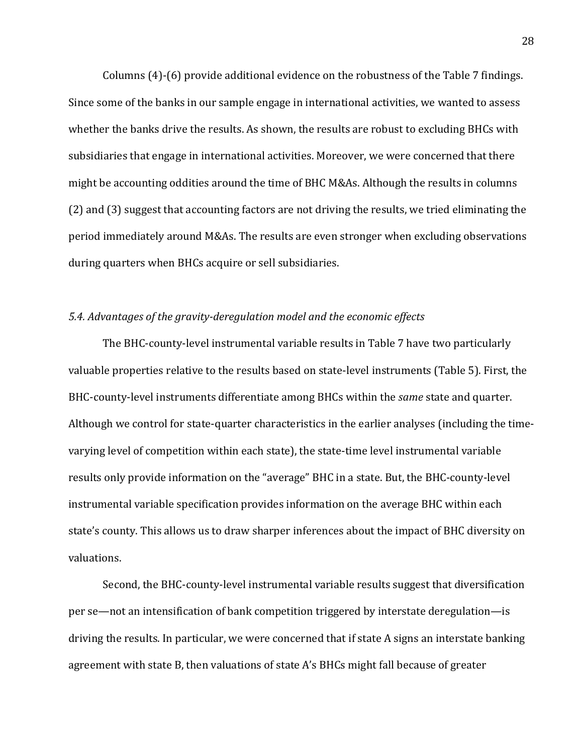Columns (4)-(6) provide additional evidence on the robustness of the Table 7 findings. Since some of the banks in our sample engage in international activities, we wanted to assess whether the banks drive the results. As shown, the results are robust to excluding BHCs with subsidiaries that engage in international activities. Moreover, we were concerned that there might be accounting oddities around the time of BHC M&As. Although the results in columns (2) and (3) suggest that accounting factors are not driving the results, we tried eliminating the period immediately around M&As. The results are even stronger when excluding observations during quarters when BHCs acquire or sell subsidiaries.

### *5.4. Advantages of the gravity-deregulation model and the economic effects*

The BHC-county-level instrumental variable results in Table 7 have two particularly valuable properties relative to the results based on state-level instruments (Table 5). First, the BHC-county-level instruments differentiate among BHCs within the *same* state and quarter. Although we control for state-quarter characteristics in the earlier analyses (including the time-varying level of competition within each state), the state-time level instrumental variable results only provide information on the "average" BHC in a state. But, the BHC-county-level instrumental variable specification provides information on the average BHC within each state's county. This allows us to draw sharper inferences about the impact of BHC diversity on valuations.

Second, the BHC-county-level instrumental variable results suggest that diversification per se—not an intensification of bank competition triggered by interstate deregulation—is driving the results. In particular, we were concerned that if state A signs an interstate banking agreement with state B, then valuations of state A's BHCs might fall because of greater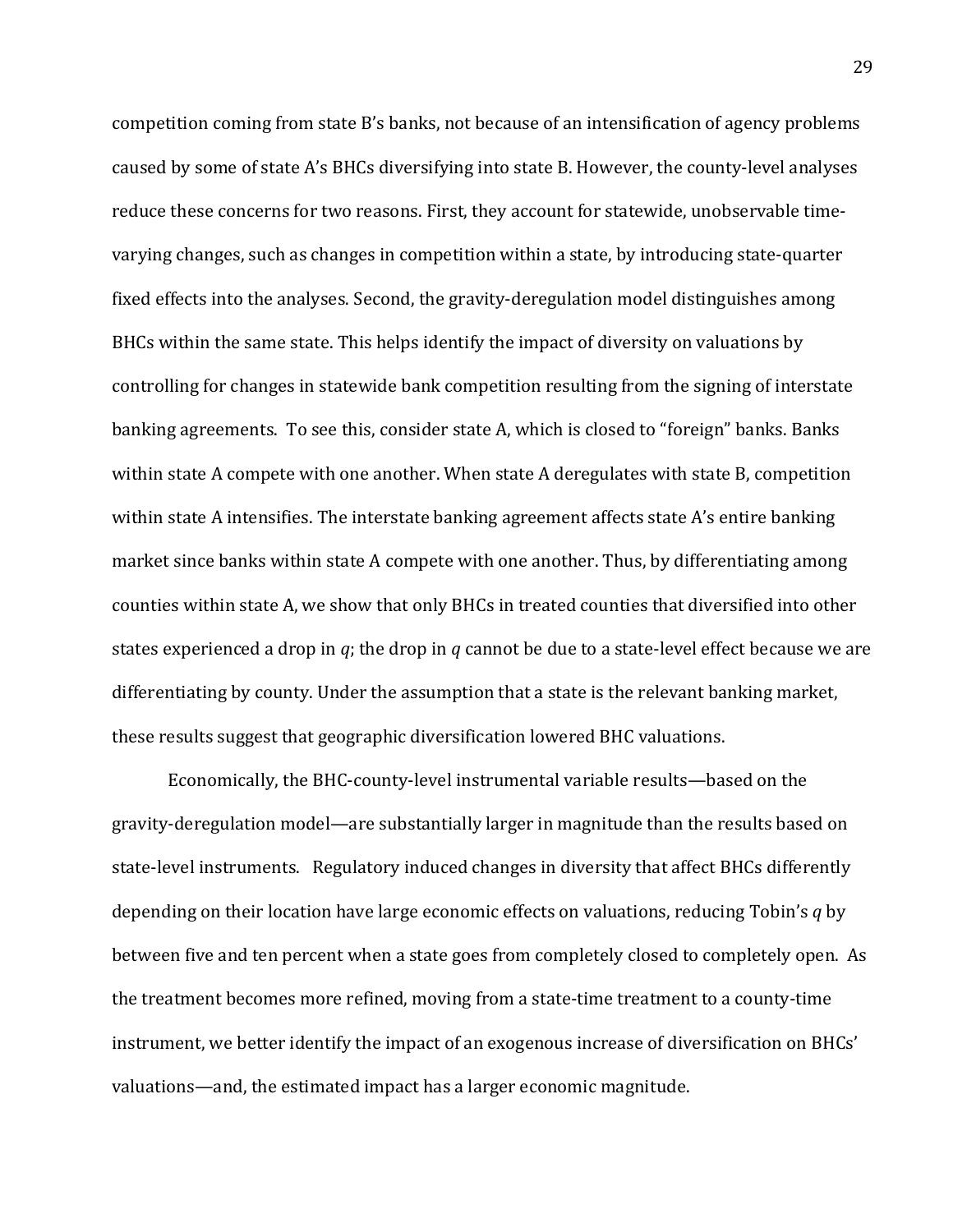competition coming from state B's banks, not because of an intensification of agency problems caused by some of state A's BHCs diversifying into state B. However, the county-level analyses reduce these concerns for two reasons. First, they account for statewide, unobservable time-varying changes, such as changes in competition within a state, by introducing state-quarter fixed effects into the analyses. Second, the gravity-deregulation model distinguishes among BHCs within the same state. This helps identify the impact of diversity on valuations by controlling for changes in statewide bank competition resulting from the signing of interstate banking agreements. To see this, consider state A, which is closed to "foreign" banks. Banks within state A compete with one another. When state A deregulates with state B, competition within state A intensifies. The interstate banking agreement affects state A's entire banking market since banks within state A compete with one another. Thus, by differentiating among counties within state A, we show that only BHCs in treated counties that diversified into other states experienced a drop in *q*; the drop in *q* cannot be due to a state-level effect because we are differentiating by county. Under the assumption that a state is the relevant banking market, these results suggest that geographic diversification lowered BHC valuations.

Economically, the BHC-county-level instrumental variable results—based on the gravity-deregulation model—are substantially larger in magnitude than the results based on state-level instruments. Regulatory induced changes in diversity that affect BHCs differently depending on their location have large economic effects on valuations, reducing Tobin's *q* by between five and ten percent when a state goes from completely closed to completely open. As the treatment becomes more refined, moving from a state-time treatment to a county-time instrument, we better identify the impact of an exogenous increase of diversification on BHCs' valuations—and, the estimated impact has a larger economic magnitude.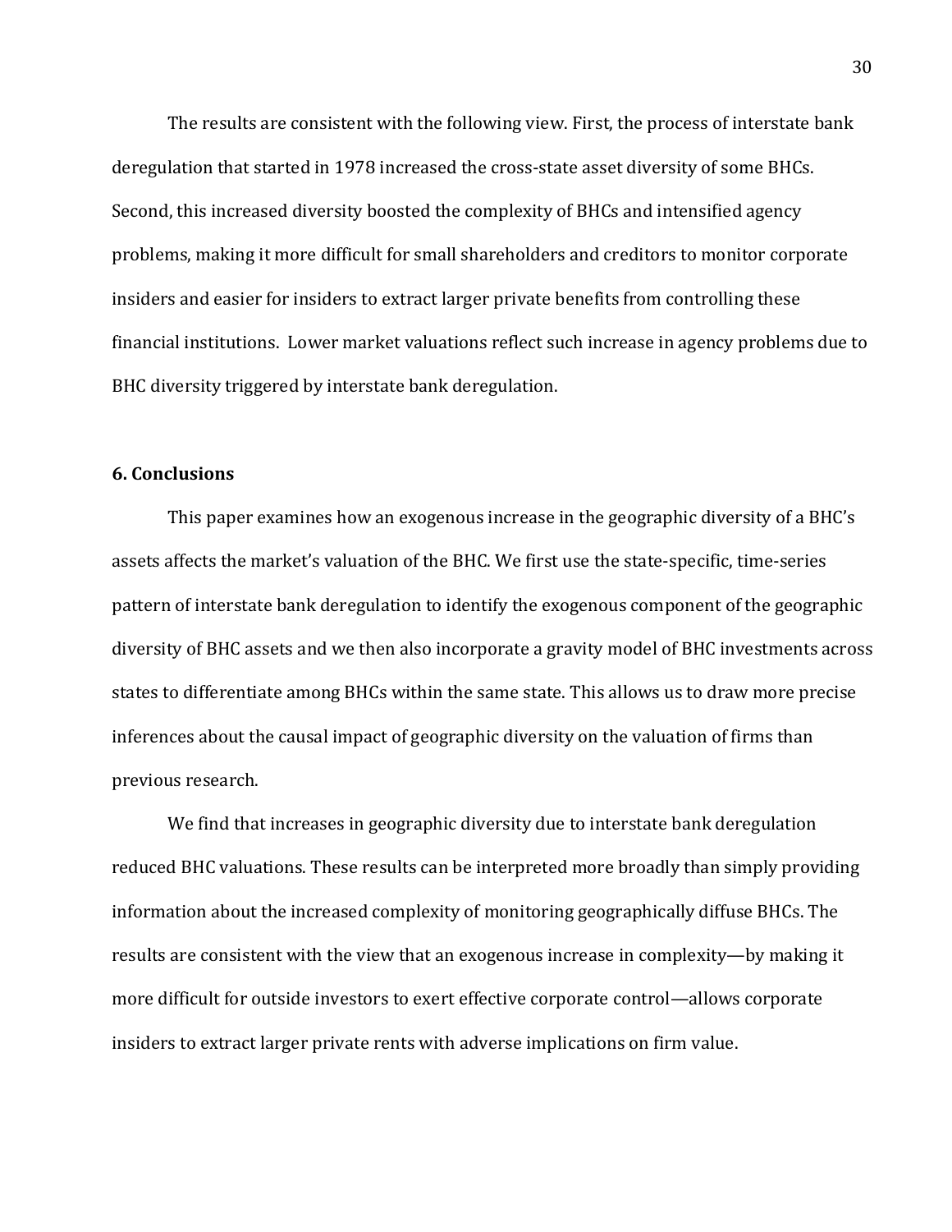The results are consistent with the following view. First, the process of interstate bank deregulation that started in 1978 increased the cross-state asset diversity of some BHCs. Second, this increased diversity boosted the complexity of BHCs and intensified agency problems, making it more difficult for small shareholders and creditors to monitor corporate insiders and easier for insiders to extract larger private benefits from controlling these financial institutions. Lower market valuations reflect such increase in agency problems due to BHC diversity triggered by interstate bank deregulation.

## 6. Conclusions

This paper examines how an exogenous increase in the geographic diversity of a BHC's assets affects the market's valuation of the BHC. We first use the state-specific, time-series pattern of interstate bank deregulation to identify the exogenous component of the geographic diversity of BHC assets and we then also incorporate a gravity model of BHC investments across states to differentiate among BHCs within the same state. This allows us to draw more precise inferences about the causal impact of geographic diversity on the valuation of firms than previous research.

We find that increases in geographic diversity due to interstate bank deregulation reduced BHC valuations. These results can be interpreted more broadly than simply providing information about the increased complexity of monitoring geographically diffuse BHCs. The results are consistent with the view that an exogenous increase in complexity—by making it more difficult for outside investors to exert effective corporate control—allows corporate insiders to extract larger private rents with adverse implications on firm value.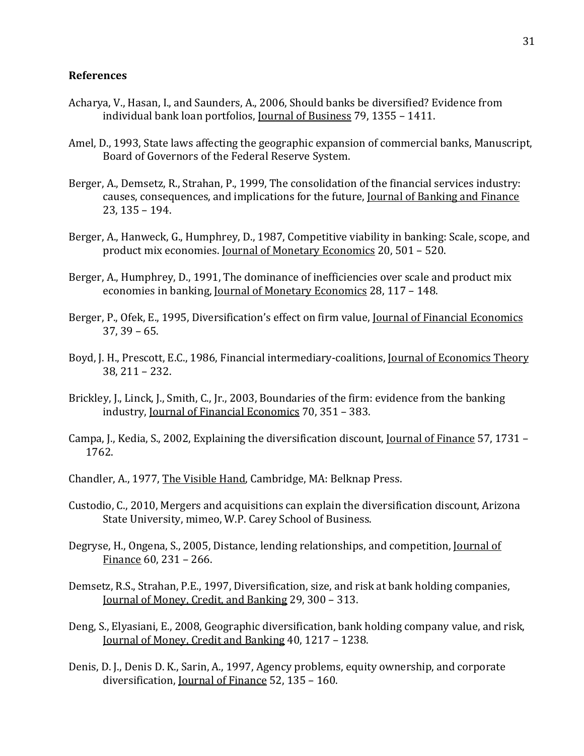## References

Acharya, V., Hasan, I., and Saunders, A., 2006, Should banks be diversified? Evidence from individual bank loan portfolios, Journal of Business 79, 1355 – 1411.

Amel, D., 1993, State laws affecting the geographic expansion of commercial banks, Manuscript, Board of Governors of the Federal Reserve System.

Berger, A., Demsetz, R., Strahan, P., 1999, The consolidation of the financial services industry: causes, consequences, and implications for the future, Journal of Banking and Finance 23, 135 – 194.

Berger, A., Hanweck, G., Humphrey, D., 1987, Competitive viability in banking: Scale, scope, and product mix economies. Journal of Monetary Economics 20, 501 – 520.

Berger, A., Humphrey, D., 1991, The dominance of inefficiencies over scale and product mix economies in banking, Journal of Monetary Economics 28, 117 – 148.

Berger, P., Ofek, E., 1995, Diversification's effect on firm value, Journal of Financial Economics 37, 39 – 65.

Boyd, J. H., Prescott, E.C., 1986, Financial intermediary-coalitions, Journal of Economics Theory 38, 211 – 232.

Brickley, J., Linck, J., Smith, C., Jr., 2003, Boundaries of the firm: evidence from the banking industry, Journal of Financial Economics 70, 351 – 383.

Campa, J., Kedia, S., 2002, Explaining the diversification discount, Journal of Finance 57, 1731 – 1762.

Chandler, A., 1977, The Visible Hand, Cambridge, MA: Belknap Press.

Custodio, C., 2010, Mergers and acquisitions can explain the diversification discount, Arizona State University, mimeo, W.P. Carey School of Business.

Degryse, H., Ongena, S., 2005, Distance, lending relationships, and competition, Journal of Finance 60, 231 – 266.

Demsetz, R.S., Strahan, P.E., 1997, Diversification, size, and risk at bank holding companies, Journal of Money, Credit, and Banking 29, 300 – 313.

Deng, S., Elyasiani, E., 2008, Geographic diversification, bank holding company value, and risk, Journal of Money, Credit and Banking 40, 1217 – 1238.

Denis, D. J., Denis D. K., Sarin, A., 1997, Agency problems, equity ownership, and corporate diversification, Journal of Finance 52, 135 – 160.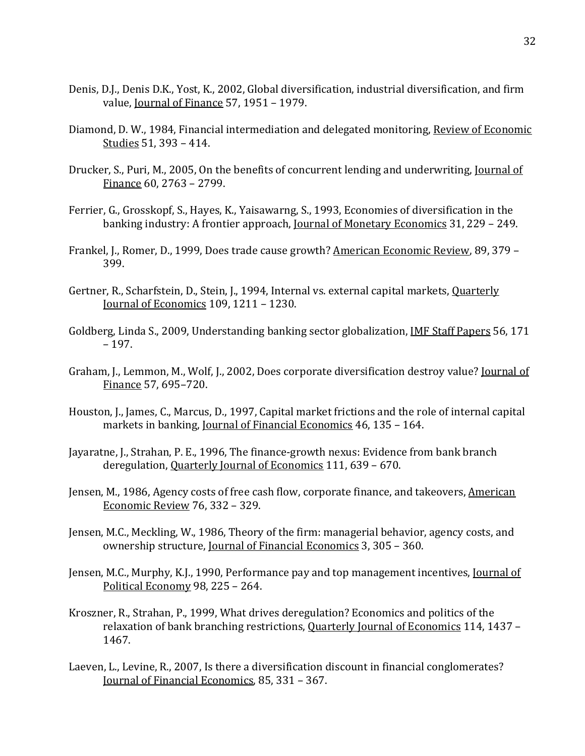Denis, D.J., Denis D.K., Yost, K., 2002, Global diversification, industrial diversification, and firm value, Journal of Finance 57, 1951 – 1979.

Diamond, D. W., 1984, Financial intermediation and delegated monitoring, Review of Economic Studies 51, 393 – 414.

Drucker, S., Puri, M., 2005, On the benefits of concurrent lending and underwriting, Journal of Finance 60, 2763 – 2799.

Ferrier, G., Grosskopf, S., Hayes, K., Yaisawarng, S., 1993, Economies of diversification in the banking industry: A frontier approach, Journal of Monetary Economics 31, 229 – 249.

Frankel, J., Romer, D., 1999, Does trade cause growth? American Economic Review, 89, 379 – 399.

Gertner, R., Scharfstein, D., Stein, J., 1994, Internal vs. external capital markets, Quarterly Journal of Economics 109, 1211 – 1230.

Goldberg, Linda S., 2009, Understanding banking sector globalization, IMF Staff Papers 56, 171 – 197.

Graham, J., Lemmon, M., Wolf, J., 2002, Does corporate diversification destroy value? Journal of Finance 57, 695–720.

Houston, J., James, C., Marcus, D., 1997, Capital market frictions and the role of internal capital markets in banking, Journal of Financial Economics 46, 135 – 164.

Jayaratne, J., Strahan, P. E., 1996, The finance-growth nexus: Evidence from bank branch deregulation, Quarterly Journal of Economics 111, 639 – 670.

Jensen, M., 1986, Agency costs of free cash flow, corporate finance, and takeovers, American Economic Review 76, 332 – 329.

Jensen, M.C., Meckling, W., 1986, Theory of the firm: managerial behavior, agency costs, and ownership structure, Journal of Financial Economics 3, 305 – 360.

Jensen, M.C., Murphy, K.J., 1990, Performance pay and top management incentives, Journal of Political Economy 98, 225 – 264.

Kroszner, R., Strahan, P., 1999, What drives deregulation? Economics and politics of the relaxation of bank branching restrictions, Quarterly Journal of Economics 114, 1437 – 1467.

Laeven, L., Levine, R., 2007, Is there a diversification discount in financial conglomerates? Journal of Financial Economics, 85, 331 – 367.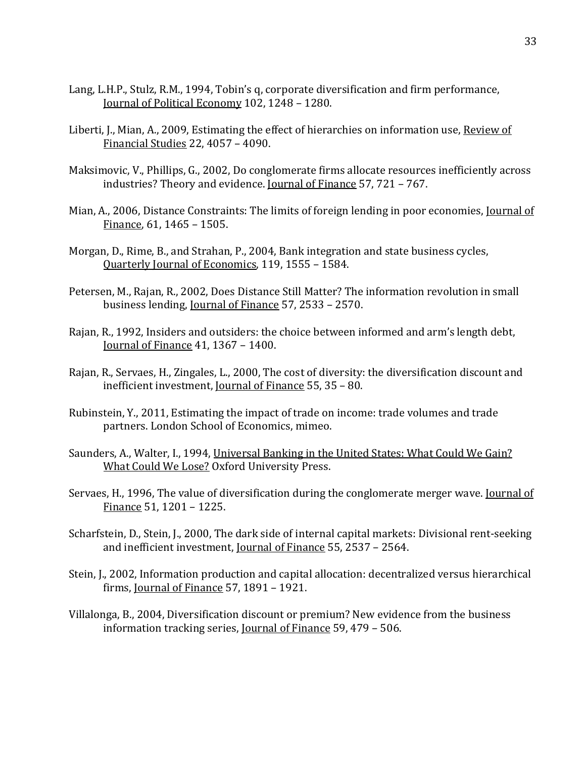Lang, L.H.P., Stulz, R.M., 1994, Tobin's q, corporate diversification and firm performance, Journal of Political Economy 102, 1248 – 1280.

Liberti, J., Mian, A., 2009, Estimating the effect of hierarchies on information use, Review of Financial Studies 22, 4057 – 4090.

Maksimovic, V., Phillips, G., 2002, Do conglomerate firms allocate resources inefficiently across industries? Theory and evidence. Journal of Finance 57, 721 – 767.

Mian, A., 2006, Distance Constraints: The limits of foreign lending in poor economies, Journal of Finance, 61, 1465 – 1505.

Morgan, D., Rime, B., and Strahan, P., 2004, Bank integration and state business cycles, Quarterly Journal of Economics, 119, 1555 – 1584.

Petersen, M., Rajan, R., 2002, Does Distance Still Matter? The information revolution in small business lending, Journal of Finance 57, 2533 – 2570.

Rajan, R., 1992, Insiders and outsiders: the choice between informed and arm's length debt, Journal of Finance 41, 1367 – 1400.

Rajan, R., Servaes, H., Zingales, L., 2000, The cost of diversity: the diversification discount and inefficient investment, Journal of Finance 55, 35 – 80.

Rubinstein, Y., 2011, Estimating the impact of trade on income: trade volumes and trade partners. London School of Economics, mimeo.

Saunders, A., Walter, I., 1994, Universal Banking in the United States: What Could We Gain? What Could We Lose? Oxford University Press.

Servaes, H., 1996, The value of diversification during the conglomerate merger wave. Journal of Finance 51, 1201 – 1225.

Scharfstein, D., Stein, J., 2000, The dark side of internal capital markets: Divisional rent-seeking and inefficient investment, Journal of Finance 55, 2537 – 2564.

Stein, J., 2002, Information production and capital allocation: decentralized versus hierarchical firms, Journal of Finance 57, 1891 – 1921.

Villalonga, B., 2004, Diversification discount or premium? New evidence from the business information tracking series, Journal of Finance 59, 479 – 506.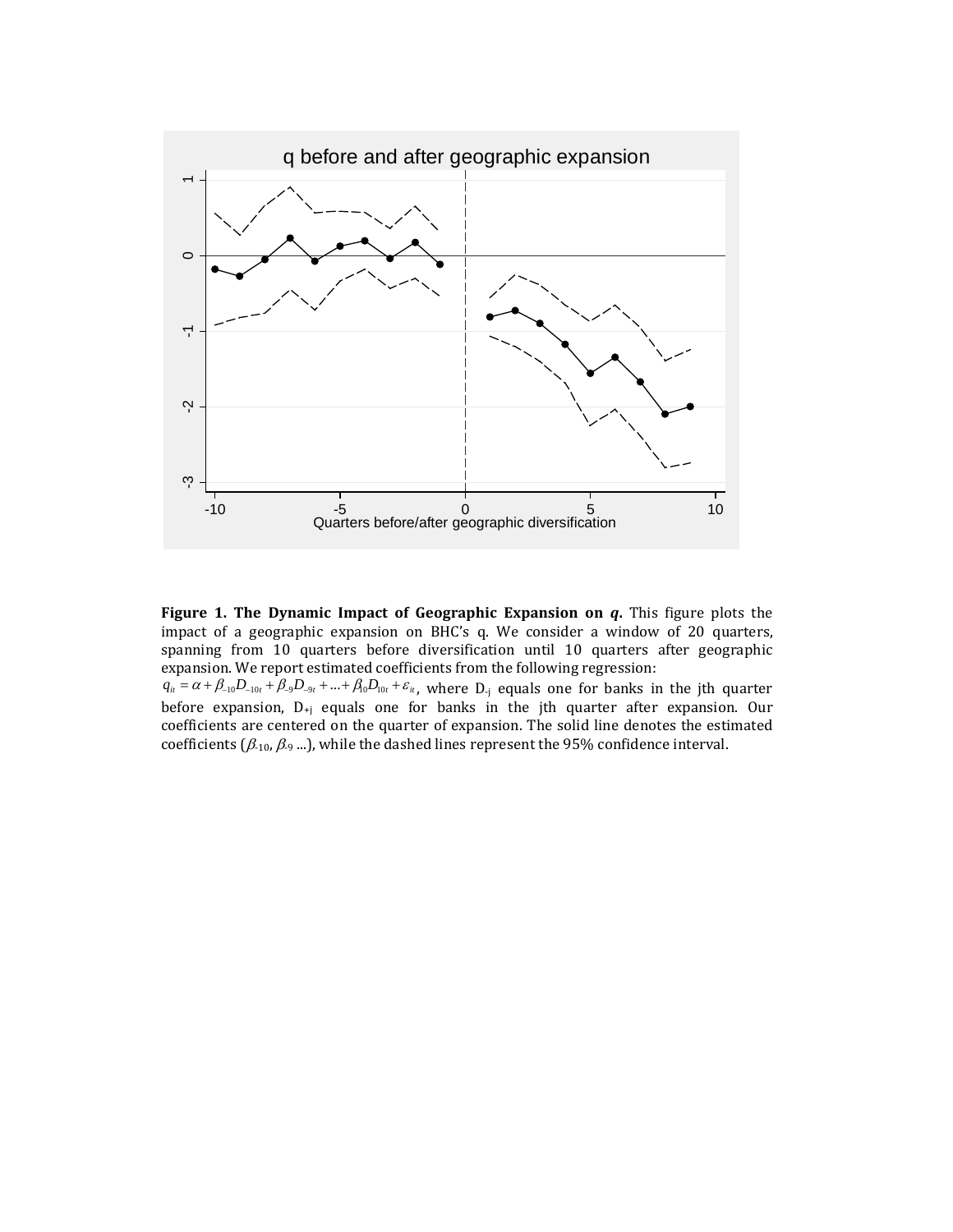**Figure 1. The Dynamic Impact of Geographic Expansion on *q*.** This figure plots the impact of a geographic expansion on BHC's q. We consider a window of 20 quarters, spanning from 10 quarters before diversification until 10 quarters after geographic expansion. We report estimated coefficients from the following regression:

$q_{it} = \alpha + \beta_{-10} D_{-10t} + \beta_{-9} D_{-9t} + \ldots + \beta_{10} D_{10t} + \varepsilon_{it}$, where $D_{-j}$ equals one for banks in the jth quarter before expansion, $D_{+j}$ equals one for banks in the jth quarter after expansion. Our coefficients are centered on the quarter of expansion. The solid line denotes the estimated coefficients ($\beta_{-10}$, $\beta_{-9}$ ...), while the dashed lines represent the 95% confidence interval.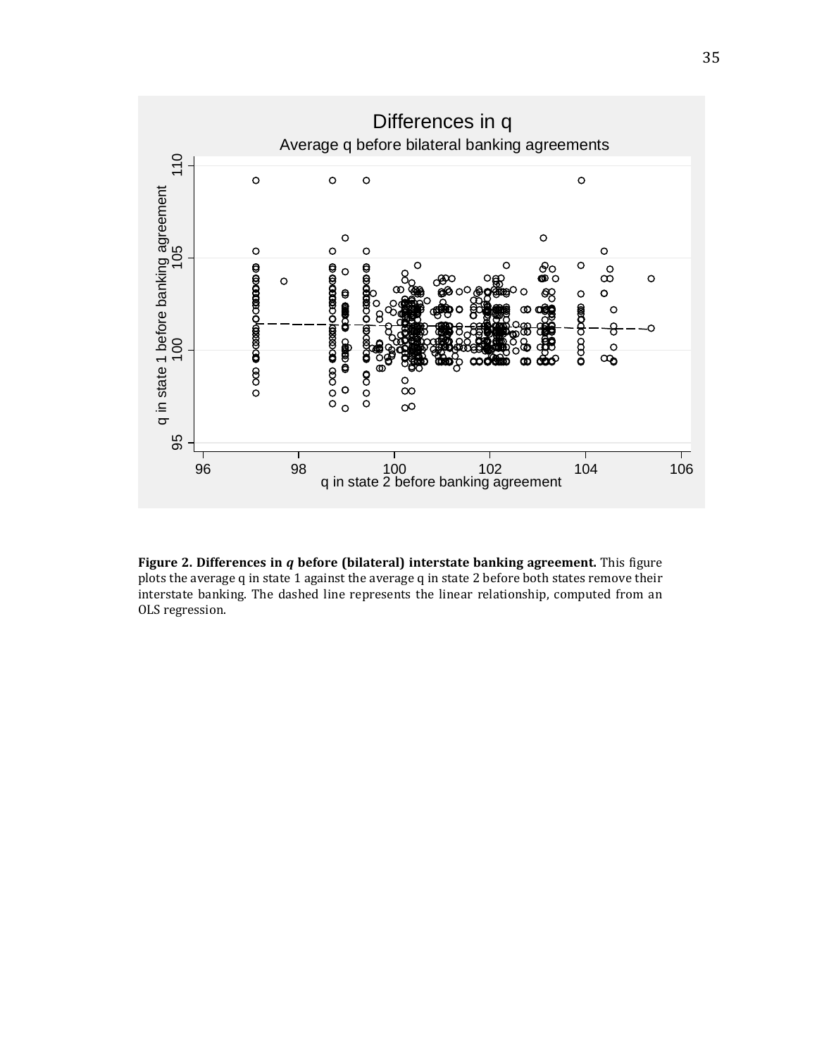**Figure 2. Differences in *q* before (bilateral) interstate banking agreement.** This figure plots the average q in state 1 against the average q in state 2 before both states remove their interstate banking. The dashed line represents the linear relationship, computed from an OLS regression.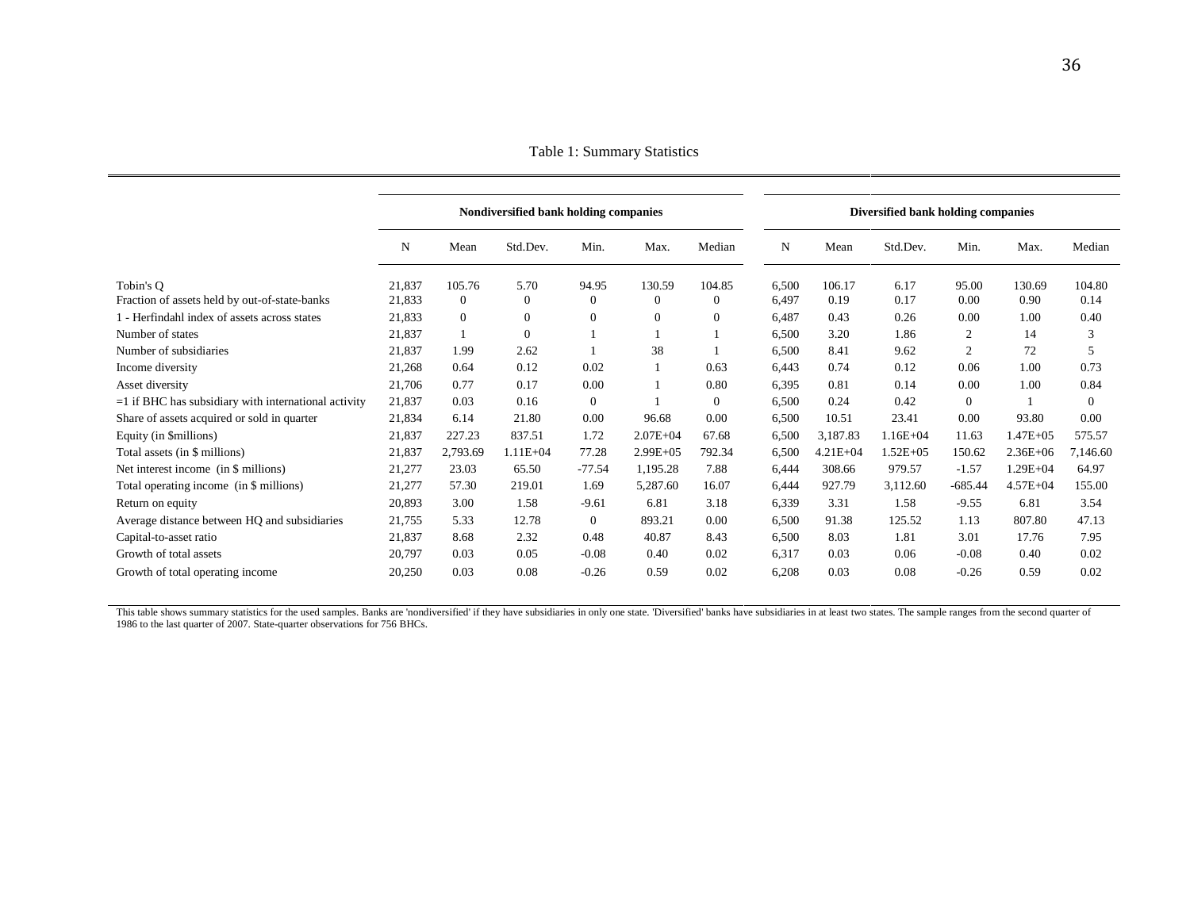# Table 1: Summary Statistics

| | Nondiversified bank holding companies | | | | | | Diversified bank holding companies | | | | | |
|---|---|---|---|---|---|---|---|---|---|---|---|---|
| | N | Mean | Std.Dev. | Min. | Max. | Median | N | Mean | Std.Dev. | Min. | Max. | Median |
| Tobin's Q | 21,837 | 105.76 | 5.70 | 94.95 | 130.59 | 104.85 | 6,500 | 106.17 | 6.17 | 95.00 | 130.69 | 104.80 |
| Fraction of assets held by out-of-state-banks | 21,833 | 0 | 0 | 0 | 0 | 0 | 6,497 | 0.19 | 0.17 | 0.00 | 0.90 | 0.14 |
| 1 - Herfindahl index of assets across states | 21,833 | 0 | 0 | 0 | 0 | 0 | 6,487 | 0.43 | 0.26 | 0.00 | 1.00 | 0.40 |
| Number of states | 21,837 | 1 | 0 | 1 | 1 | 1 | 6,500 | 3.20 | 1.86 | 2 | 14 | 3 |
| Number of subsidiaries | 21,837 | 1.99 | 2.62 | 1 | 38 | 1 | 6,500 | 8.41 | 9.62 | 2 | 72 | 5 |
| Income diversity | 21,268 | 0.64 | 0.12 | 0.02 | 1 | 0.63 | 6,443 | 0.74 | 0.12 | 0.06 | 1.00 | 0.73 |
| Asset diversity | 21,706 | 0.77 | 0.17 | 0.00 | 1 | 0.80 | 6,395 | 0.81 | 0.14 | 0.00 | 1.00 | 0.84 |
| =1 if BHC has subsidiary with international activity | 21,837 | 0.03 | 0.16 | 0 | 1 | 0 | 6,500 | 0.24 | 0.42 | 0 | 1 | 0 |
| Share of assets acquired or sold in quarter | 21,834 | 6.14 | 21.80 | 0.00 | 96.68 | 0.00 | 6,500 | 10.51 | 23.41 | 0.00 | 93.80 | 0.00 |
| Equity (in $millions) | 21,837 | 227.23 | 837.51 | 1.72 | 2.07E+04 | 67.68 | 6,500 | 3,187.83 | 1.16E+04 | 11.63 | 1.47E+05 | 575.57 |
| Total assets (in $ millions) | 21,837 | 2,793.69 | 1.11E+04 | 77.28 | 2.99E+05 | 792.34 | 6,500 | 4.21E+04 | 1.52E+05 | 150.62 | 2.36E+06 | 7,146.60 |
| Net interest income (in $ millions) | 21,277 | 23.03 | 65.50 | -77.54 | 1,195.28 | 7.88 | 6,444 | 308.66 | 979.57 | -1.57 | 1.29E+04 | 64.97 |
| Total operating income (in $ millions) | 21,277 | 57.30 | 219.01 | 1.69 | 5,287.60 | 16.07 | 6,444 | 927.79 | 3,112.60 | -685.44 | 4.57E+04 | 155.00 |
| Return on equity | 20,893 | 3.00 | 1.58 | -9.61 | 6.81 | 3.18 | 6,339 | 3.31 | 1.58 | -9.55 | 6.81 | 3.54 |
| Average distance between HQ and subsidiaries | 21,755 | 5.33 | 12.78 | 0 | 893.21 | 0.00 | 6,500 | 91.38 | 125.52 | 1.13 | 807.80 | 47.13 |
| Capital-to-asset ratio | 21,837 | 8.68 | 2.32 | 0.48 | 40.87 | 8.43 | 6,500 | 8.03 | 1.81 | 3.01 | 17.76 | 7.95 |
| Growth of total assets | 20,797 | 0.03 | 0.05 | -0.08 | 0.40 | 0.02 | 6,317 | 0.03 | 0.06 | -0.08 | 0.40 | 0.02 |
| Growth of total operating income | 20,250 | 0.03 | 0.08 | -0.26 | 0.59 | 0.02 | 6,208 | 0.03 | 0.08 | -0.26 | 0.59 | 0.02 |

This table shows summary statistics for the used samples. Banks are 'nondiversified' if they have subsidiaries in only one state. 'Diversified' banks have subsidiaries in at least two states. The sample ranges from the second quarter of 1986 to the last quarter of 2007. State-quarter observations for 756 BHCs.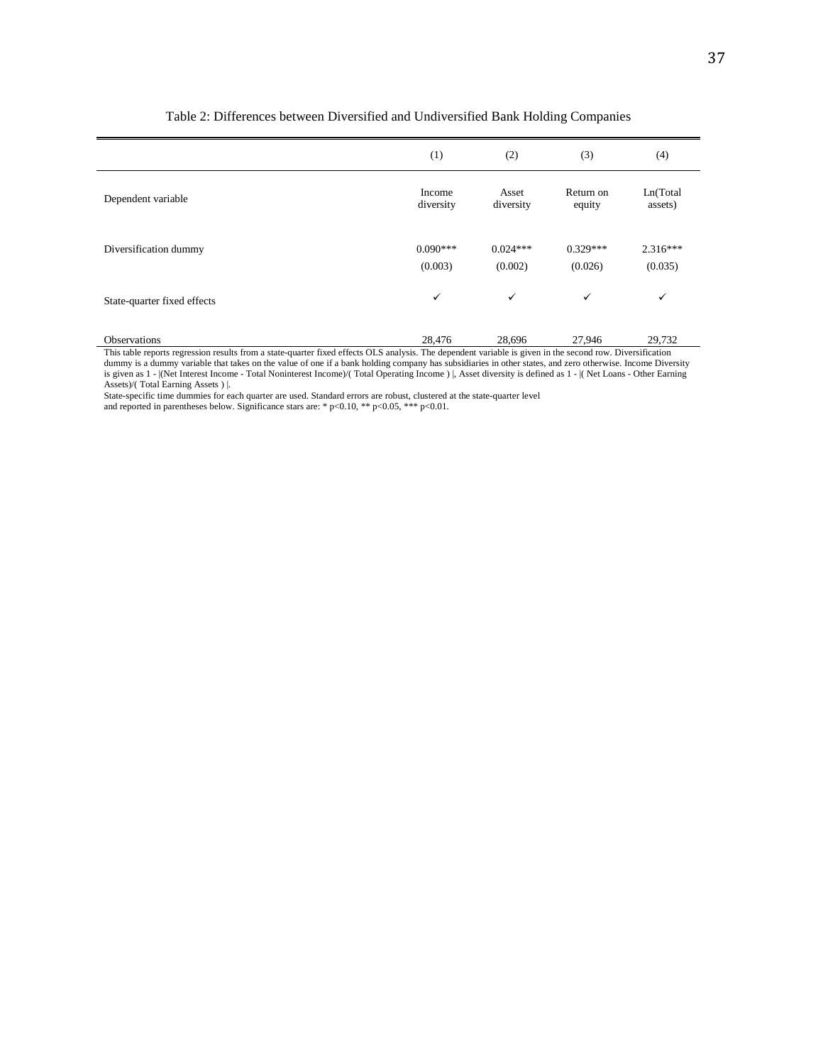Table 2: Differences between Diversified and Undiversified Bank Holding Companies

| | (1) | (2) | (3) | (4) |
|---|---|---|---|---|
| Dependent variable | Income diversity | Asset diversity | Return on equity | Ln(Total assets) |
| Diversification dummy | 0.090*** | 0.024*** | 0.329*** | 2.316*** |
| | (0.003) | (0.002) | (0.026) | (0.035) |
| State-quarter fixed effects | ✓ | ✓ | ✓ | ✓ |
| Observations | 28,476 | 28,696 | 27,946 | 29,732 |

This table reports regression results from a state-quarter fixed effects OLS analysis. The dependent variable is given in the second row. Diversification dummy is a dummy variable that takes on the value of one if a bank holding company has subsidiaries in other states, and zero otherwise. Income Diversity is given as 1 - |(Net Interest Income - Total Noninterest Income)/( Total Operating Income ) |, Asset diversity is defined as 1 - |( Net Loans - Other Earning Assets)/( Total Earning Assets ) |.
State-specific time dummies for each quarter are used. Standard errors are robust, clustered at the state-quarter level and reported in parentheses below. Significance stars are: * p<0.10, ** p<0.05, *** p<0.01.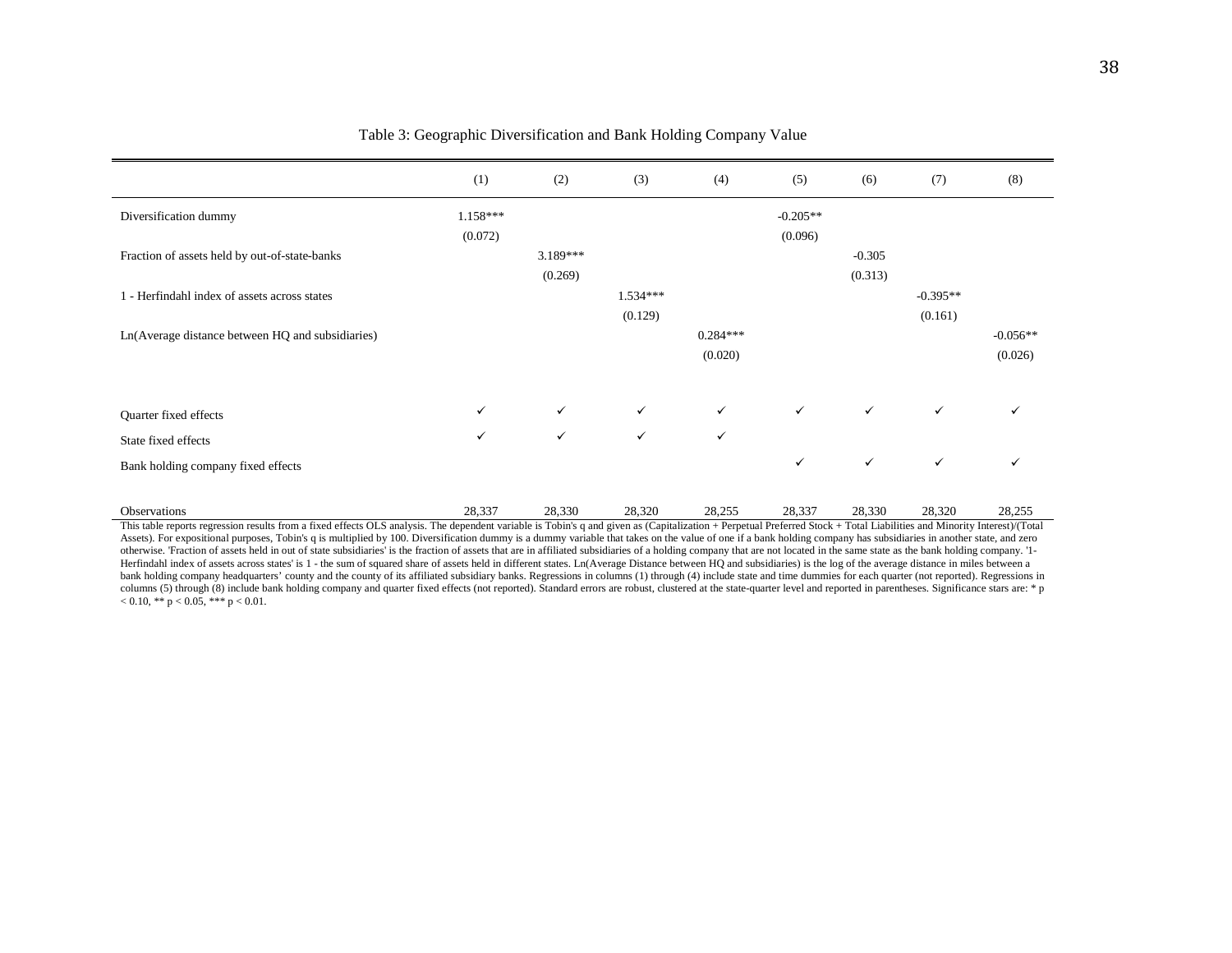Table 3: Geographic Diversification and Bank Holding Company Value

| | (1) | (2) | (3) | (4) | (5) | (6) | (7) | (8) |
|---|---|---|---|---|---|---|---|---|
| Diversification dummy | 1.158*** | | | | -0.205** | | | |
| | (0.072) | | | | (0.096) | | | |
| Fraction of assets held by out-of-state-banks | | 3.189*** | | | | -0.305 | | |
| | | (0.269) | | | | (0.313) | | |
| 1 - Herfindahl index of assets across states | | | 1.534*** | | | | -0.395** | |
| | | | (0.129) | | | | (0.161) | |
| Ln(Average distance between HQ and subsidiaries) | | | | 0.284*** | | | | -0.056** |
| | | | | (0.020) | | | | (0.026) |
| Quarter fixed effects | ✓ | ✓ | ✓ | ✓ | ✓ | ✓ | ✓ | ✓ |
| State fixed effects | ✓ | ✓ | ✓ | ✓ | | | | |
| Bank holding company fixed effects | | | | | ✓ | ✓ | ✓ | ✓ |
| Observations | 28,337 | 28,330 | 28,320 | 28,255 | 28,337 | 28,330 | 28,320 | 28,255 |

This table reports regression results from a fixed effects OLS analysis. The dependent variable is Tobin's q and given as (Capitalization + Perpetual Preferred Stock + Total Liabilities and Minority Interest)/(Total Assets). For expositional purposes, Tobin's q is multiplied by 100. Diversification dummy is a dummy variable that takes on the value of one if a bank holding company has subsidiaries in another state, and zero otherwise. 'Fraction of assets held in out of state subsidiaries' is the fraction of assets that are in affiliated subsidiaries of a holding company that are not located in the same state as the bank holding company. '1-Herfindahl index of assets across states' is 1 - the sum of squared share of assets held in different states. Ln(Average Distance between HQ and subsidiaries) is the log of the average distance in miles between a bank holding company headquarters' county and the county of its affiliated subsidiary banks. Regressions in columns (1) through (4) include state and time dummies for each quarter (not reported). Regressions in columns (5) through (8) include bank holding company and quarter fixed effects (not reported). Standard errors are robust, clustered at the state-quarter level and reported in parentheses. Significance stars are: * $p < 0.10$, ** $p < 0.05$, *** $p < 0.01$.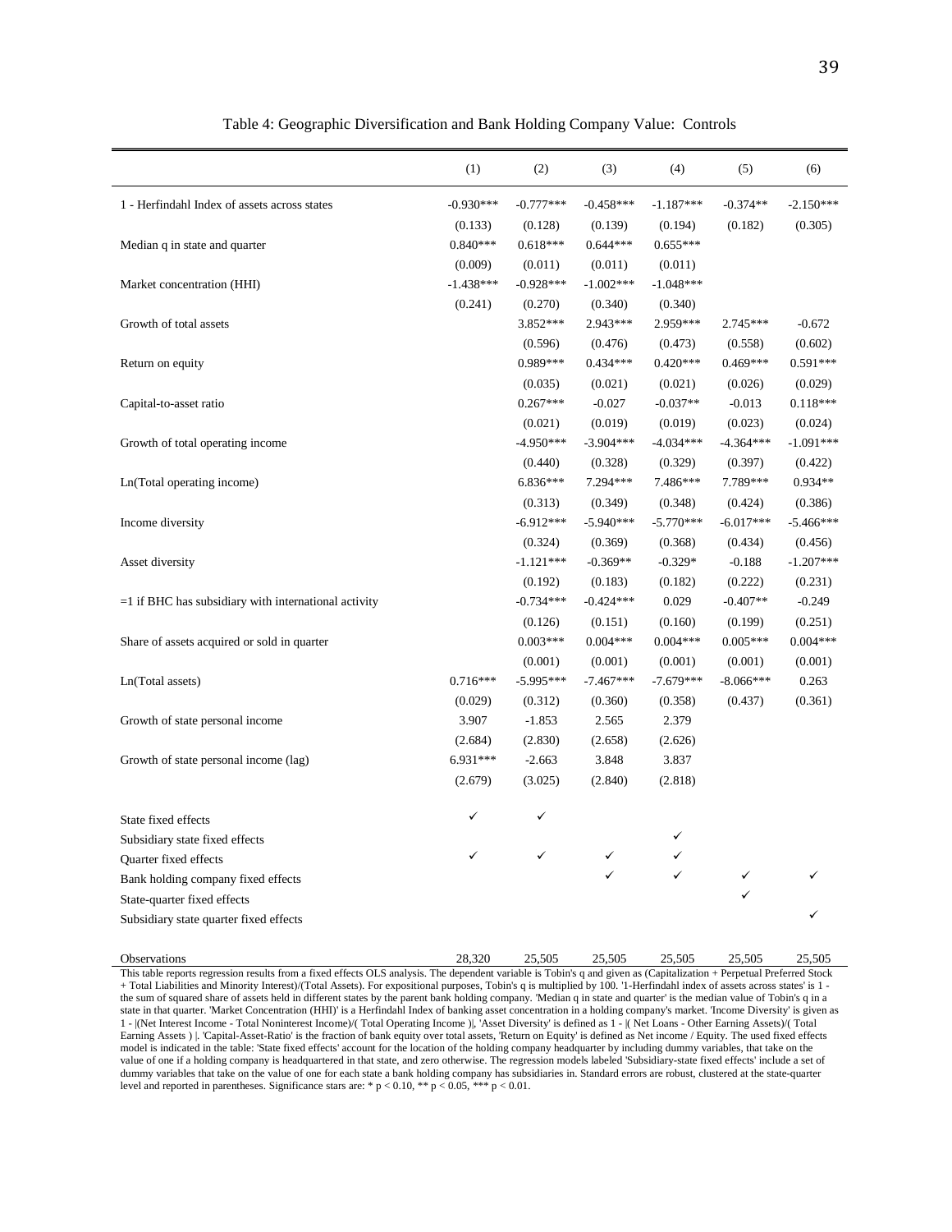Table 4: Geographic Diversification and Bank Holding Company Value: Controls

| | (1) | (2) | (3) | (4) | (5) | (6) |
|---|---|---|---|---|---|---|
| 1 - Herfindahl Index of assets across states | -0.930*** | -0.777*** | -0.458*** | -1.187*** | -0.374** | -2.150*** |
| | (0.133) | (0.128) | (0.139) | (0.194) | (0.182) | (0.305) |
| Median q in state and quarter | 0.840*** | 0.618*** | 0.644*** | 0.655*** | | |
| | (0.009) | (0.011) | (0.011) | (0.011) | | |
| Market concentration (HHI) | -1.438*** | -0.928*** | -1.002*** | -1.048*** | | |
| | (0.241) | (0.270) | (0.340) | (0.340) | | |
| Growth of total assets | | 3.852*** | 2.943*** | 2.959*** | 2.745*** | -0.672 |
| | | (0.596) | (0.476) | (0.473) | (0.558) | (0.602) |
| Return on equity | | 0.989*** | 0.434*** | 0.420*** | 0.469*** | 0.591*** |
| | | (0.035) | (0.021) | (0.021) | (0.026) | (0.029) |
| Capital-to-asset ratio | | 0.267*** | -0.027 | -0.037** | -0.013 | 0.118*** |
| | | (0.021) | (0.019) | (0.019) | (0.023) | (0.024) |
| Growth of total operating income | | -4.950*** | -3.904*** | -4.034*** | -4.364*** | -1.091*** |
| | | (0.440) | (0.328) | (0.329) | (0.397) | (0.422) |
| Ln(Total operating income) | | 6.836*** | 7.294*** | 7.486*** | 7.789*** | 0.934** |
| | | (0.313) | (0.349) | (0.348) | (0.424) | (0.386) |
| Income diversity | | -6.912*** | -5.940*** | -5.770*** | -6.017*** | -5.466*** |
| | | (0.324) | (0.369) | (0.368) | (0.434) | (0.456) |
| Asset diversity | | -1.121*** | -0.369** | -0.329* | -0.188 | -1.207*** |
| | | (0.192) | (0.183) | (0.182) | (0.222) | (0.231) |
| =1 if BHC has subsidiary with international activity | | -0.734*** | -0.424*** | 0.029 | -0.407** | -0.249 |
| | | (0.126) | (0.151) | (0.160) | (0.199) | (0.251) |
| Share of assets acquired or sold in quarter | | 0.003*** | 0.004*** | 0.004*** | 0.005*** | 0.004*** |
| | | (0.001) | (0.001) | (0.001) | (0.001) | (0.001) |
| Ln(Total assets) | 0.716*** | -5.995*** | -7.467*** | -7.679*** | -8.066*** | 0.263 |
| | (0.029) | (0.312) | (0.360) | (0.358) | (0.437) | (0.361) |
| Growth of state personal income | 3.907 | -1.853 | 2.565 | 2.379 | | |
| | (2.684) | (2.830) | (2.658) | (2.626) | | |
| Growth of state personal income (lag) | 6.931*** | -2.663 | 3.848 | 3.837 | | |
| | (2.679) | (3.025) | (2.840) | (2.818) | | |
| State fixed effects | ✓ | ✓ | | | | |
| Subsidiary state fixed effects | | | | ✓ | | |
| Quarter fixed effects | ✓ | ✓ | ✓ | ✓ | | |
| Bank holding company fixed effects | | | ✓ | ✓ | ✓ | ✓ |
| State-quarter fixed effects | | | | | ✓ | |
| Subsidiary state quarter fixed effects | | | | | | ✓ |
| Observations | 28,320 | 25,505 | 25,505 | 25,505 | 25,505 | 25,505 |

This table reports regression results from a fixed effects OLS analysis. The dependent variable is Tobin's q and given as (Capitalization + Perpetual Preferred Stock + Total Liabilities and Minority Interest)/(Total Assets). For expositional purposes, Tobin's q is multiplied by 100. '1-Herfindahl index of assets across states' is 1 - the sum of squared share of assets held in different states by the parent bank holding company. 'Median q in state and quarter' is the median value of Tobin's q in a state in that quarter. 'Market Concentration (HHI)' is a Herfindahl Index of banking asset concentration in a holding company's market. 'Income Diversity' is given as 1 - |(Net Interest Income - Total Noninterest Income)/( Total Operating Income )|, 'Asset Diversity' is defined as 1 - |( Net Loans - Other Earning Assets)/( Total Earning Assets ) |. 'Capital-Asset-Ratio' is the fraction of bank equity over total assets, 'Return on Equity' is defined as Net income / Equity. The used fixed effects model is indicated in the table: 'State fixed effects' account for the location of the holding company headquarter by including dummy variables, that take on the value of one if a holding company is headquartered in that state, and zero otherwise. The regression models labeled 'Subsidiary-state fixed effects' include a set of dummy variables that take on the value of one for each state a bank holding company has subsidiaries in. Standard errors are robust, clustered at the state-quarter level and reported in parentheses. Significance stars are: * $p < 0.10$, ** $p < 0.05$, *** $p < 0.01$.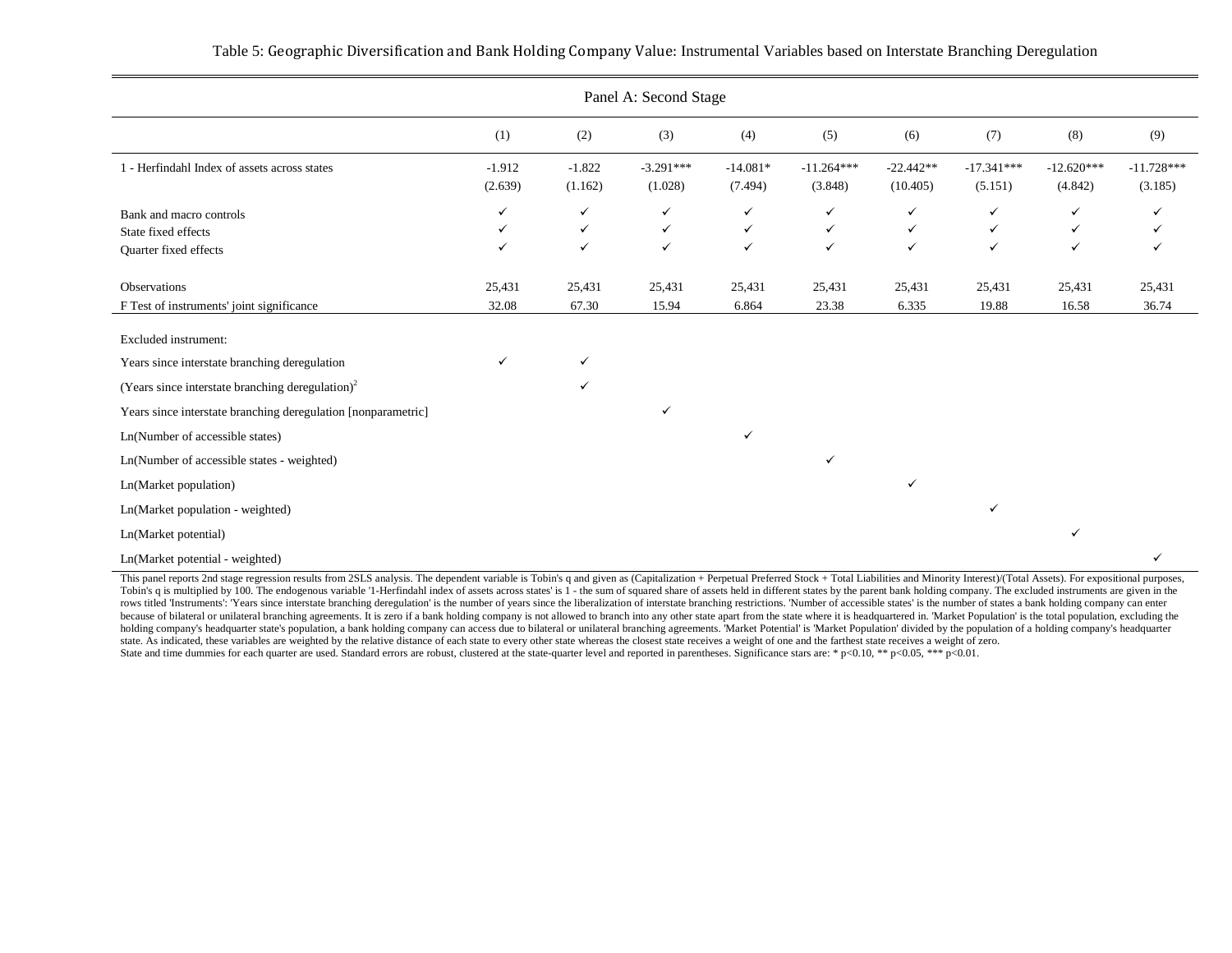Table 5: Geographic Diversification and Bank Holding Company Value: Instrumental Variables based on Interstate Branching Deregulation

Panel A: Second Stage

| | (1) | (2) | (3) | (4) | (5) | (6) | (7) | (8) | (9) |
|---|---|---|---|---|---|---|---|---|---|
| 1 - Herfindahl Index of assets across states | -1.912 | -1.822 | -3.291*** | -14.081* | -11.264*** | -22.442** | -17.341*** | -12.620*** | -11.728*** |
| | (2.639) | (1.162) | (1.028) | (7.494) | (3.848) | (10.405) | (5.151) | (4.842) | (3.185) |
| Bank and macro controls | ✓ | ✓ | ✓ | ✓ | ✓ | ✓ | ✓ | ✓ | ✓ |
| State fixed effects | ✓ | ✓ | ✓ | ✓ | ✓ | ✓ | ✓ | ✓ | ✓ |
| Quarter fixed effects | ✓ | ✓ | ✓ | ✓ | ✓ | ✓ | ✓ | ✓ | ✓ |
| Observations | 25,431 | 25,431 | 25,431 | 25,431 | 25,431 | 25,431 | 25,431 | 25,431 | 25,431 |
| F Test of instruments' joint significance | 32.08 | 67.30 | 15.94 | 6.864 | 23.38 | 6.335 | 19.88 | 16.58 | 36.74 |
| Excluded instrument: | | | | | | | | | |
| Years since interstate branching deregulation | ✓ | ✓ | | | | | | | |
| (Years since interstate branching deregulation)$^2$ | | ✓ | | | | | | | |
| Years since interstate branching deregulation [nonparametric] | | | ✓ | | | | | | |
| Ln(Number of accessible states) | | | | ✓ | | | | | |
| Ln(Number of accessible states - weighted) | | | | | ✓ | | | | |
| Ln(Market population) | | | | | | ✓ | | | |
| Ln(Market population - weighted) | | | | | | | ✓ | | |
| Ln(Market potential) | | | | | | | | ✓ | |
| Ln(Market potential - weighted) | | | | | | | | | ✓ |

This panel reports 2nd stage regression results from 2SLS analysis. The dependent variable is Tobin's q and given as (Capitalization + Perpetual Preferred Stock + Total Liabilities and Minority Interest)/(Total Assets). For expositional purposes, Tobin's q is multiplied by 100. The endogenous variable '1-Herfindahl index of assets across states' is 1 - the sum of squared share of assets held in different states by the parent bank holding company. The excluded instruments are given in the rows titled 'Instruments': 'Years since interstate branching deregulation' is the number of years since the liberalization of interstate branching restrictions. 'Number of accessible states' is the number of states a bank holding company can enter because of bilateral or unilateral branching agreements. It is zero if a bank holding company is not allowed to branch into any other state apart from the state where it is headquartered in. 'Market Population' is the total population, excluding the holding company's headquarter state's population, a bank holding company can access due to bilateral or unilateral branching agreements. 'Market Potential' is 'Market Population' divided by the population of a holding company's headquarter state. As indicated, these variables are weighted by the relative distance of each state to every other state whereas the closest state receives a weight of one and the farthest state receives a weight of zero.
State and time dummies for each quarter are used. Standard errors are robust, clustered at the state-quarter level and reported in parentheses. Significance stars are: * p<0.10, ** p<0.05, *** p<0.01.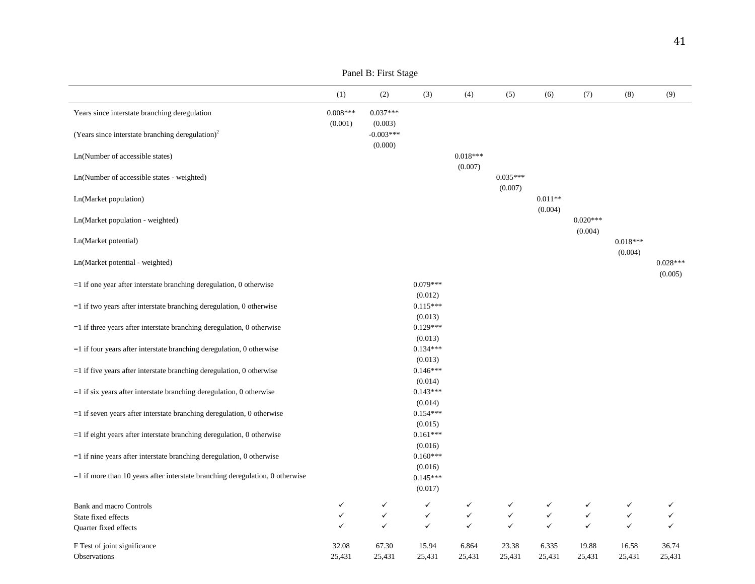Panel B: First Stage

| | (1) | (2) | (3) | (4) | (5) | (6) | (7) | (8) | (9) |
|---|---|---|---|---|---|---|---|---|---|
| Years since interstate branching deregulation | 0.008*** | 0.037*** | | | | | | | |
| | (0.001) | (0.003) | | | | | | | |
| (Years since interstate branching deregulation)$^2$ | | -0.003*** | | | | | | | |
| | | (0.000) | | | | | | | |
| Ln(Number of accessible states) | | | | 0.018*** | | | | | |
| | | | | (0.007) | | | | | |
| Ln(Number of accessible states - weighted) | | | | | 0.035*** | | | | |
| | | | | | (0.007) | | | | |
| Ln(Market population) | | | | | | 0.011** | | | |
| | | | | | | (0.004) | | | |
| Ln(Market population - weighted) | | | | | | | 0.020*** | | |
| | | | | | | | (0.004) | | |
| Ln(Market potential) | | | | | | | | 0.018*** | |
| | | | | | | | | (0.004) | |
| Ln(Market potential - weighted) | | | | | | | | | 0.028*** |
| | | | | | | | | | (0.005) |
| =1 if one year after interstate branching deregulation, 0 otherwise | | | 0.079*** | | | | | | |
| | | | (0.012) | | | | | | |
| =1 if two years after interstate branching deregulation, 0 otherwise | | | 0.115*** | | | | | | |
| | | | (0.013) | | | | | | |
| =1 if three years after interstate branching deregulation, 0 otherwise | | | 0.129*** | | | | | | |
| | | | (0.013) | | | | | | |
| =1 if four years after interstate branching deregulation, 0 otherwise | | | 0.134*** | | | | | | |
| | | | (0.013) | | | | | | |
| =1 if five years after interstate branching deregulation, 0 otherwise | | | 0.146*** | | | | | | |
| | | | (0.014) | | | | | | |
| =1 if six years after interstate branching deregulation, 0 otherwise | | | 0.143*** | | | | | | |
| | | | (0.014) | | | | | | |
| =1 if seven years after interstate branching deregulation, 0 otherwise | | | 0.154*** | | | | | | |
| | | | (0.015) | | | | | | |
| =1 if eight years after interstate branching deregulation, 0 otherwise | | | 0.161*** | | | | | | |
| | | | (0.016) | | | | | | |
| =1 if nine years after interstate branching deregulation, 0 otherwise | | | 0.160*** | | | | | | |
| | | | (0.016) | | | | | | |
| =1 if more than 10 years after interstate branching deregulation, 0 otherwise | | | 0.145*** | | | | | | |
| | | | (0.017) | | | | | | |
| Bank and macro Controls | ✓ | ✓ | ✓ | ✓ | ✓ | ✓ | ✓ | ✓ | ✓ |
| State fixed effects | ✓ | ✓ | ✓ | ✓ | ✓ | ✓ | ✓ | ✓ | ✓ |
| Quarter fixed effects | ✓ | ✓ | ✓ | ✓ | ✓ | ✓ | ✓ | ✓ | ✓ |
| F Test of joint significance | 32.08 | 67.30 | 15.94 | 6.864 | 23.38 | 6.335 | 19.88 | 16.58 | 36.74 |
| Observations | 25,431 | 25,431 | 25,431 | 25,431 | 25,431 | 25,431 | 25,431 | 25,431 | 25,431 |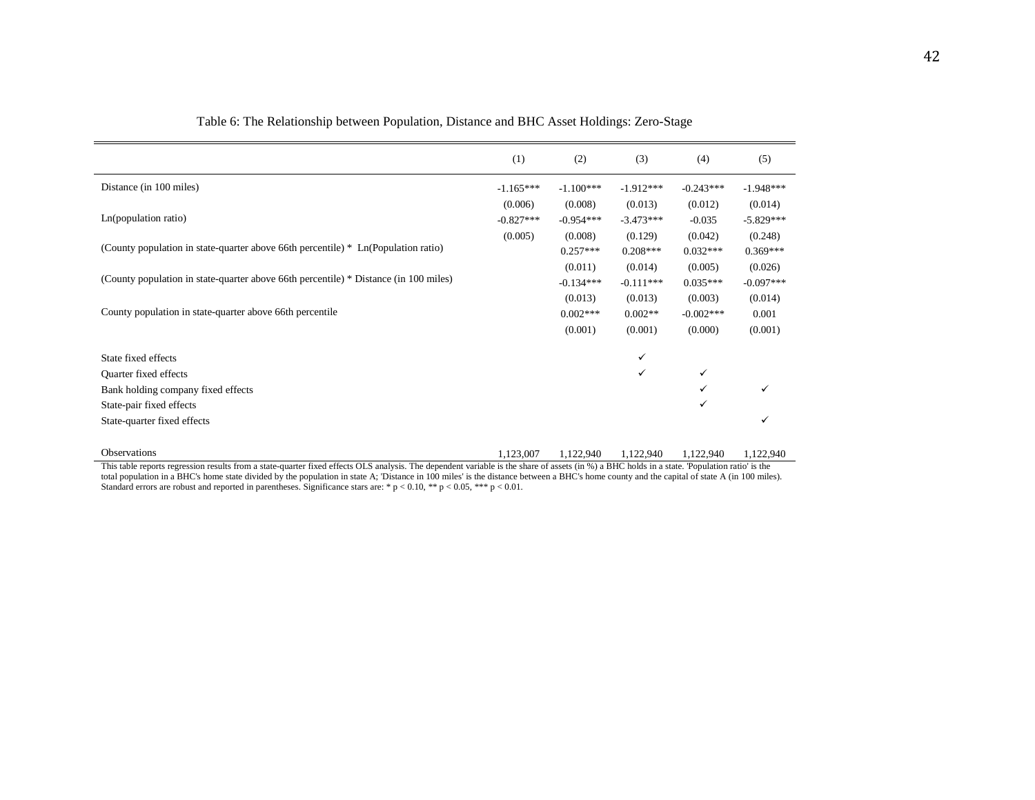Table 6: The Relationship between Population, Distance and BHC Asset Holdings: Zero-Stage

| | (1) | (2) | (3) | (4) | (5) |
|---|---|---|---|---|---|
| Distance (in 100 miles) | -1.165*** | -1.100*** | -1.912*** | -0.243*** | -1.948*** |
| | (0.006) | (0.008) | (0.013) | (0.012) | (0.014) |
| Ln(population ratio) | -0.827*** | -0.954*** | -3.473*** | -0.035 | -5.829*** |
| | (0.005) | (0.008) | (0.129) | (0.042) | (0.248) |
| (County population in state-quarter above 66th percentile) * Ln(Population ratio) | | 0.257*** | 0.208*** | 0.032*** | 0.369*** |
| | | (0.011) | (0.014) | (0.005) | (0.026) |
| (County population in state-quarter above 66th percentile) * Distance (in 100 miles) | | -0.134*** | -0.111*** | 0.035*** | -0.097*** |
| | | (0.013) | (0.013) | (0.003) | (0.014) |
| County population in state-quarter above 66th percentile | | 0.002*** | 0.002** | -0.002*** | 0.001 |
| | | (0.001) | (0.001) | (0.000) | (0.001) |
| State fixed effects | | | ✓ | | |
| Quarter fixed effects | | | ✓ | ✓ | |
| Bank holding company fixed effects | | | | ✓ | ✓ |
| State-pair fixed effects | | | | ✓ | |
| State-quarter fixed effects | | | | | ✓ |
| Observations | 1,123,007 | 1,122,940 | 1,122,940 | 1,122,940 | 1,122,940 |

This table reports regression results from a state-quarter fixed effects OLS analysis. The dependent variable is the share of assets (in %) a BHC holds in a state. 'Population ratio' is the total population in a BHC's home state divided by the population in state A; 'Distance in 100 miles' is the distance between a BHC's home county and the capital of state A (in 100 miles). Standard errors are robust and reported in parentheses. Significance stars are: * $p < 0.10$, ** $p < 0.05$, *** $p < 0.01$.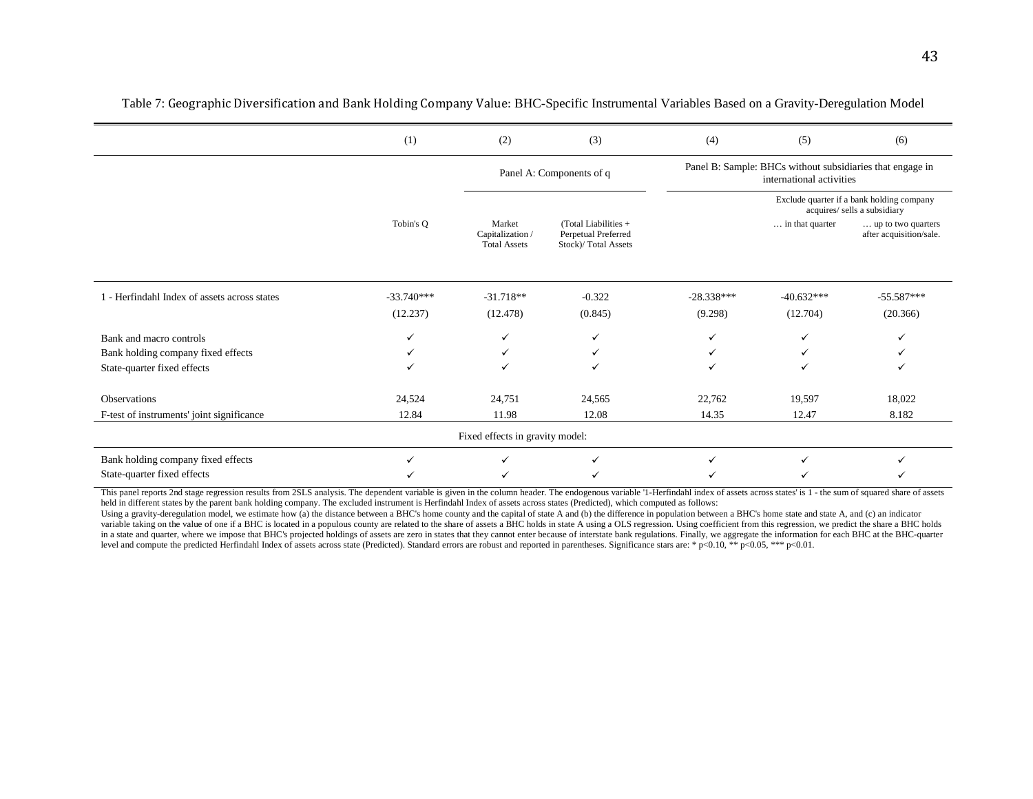Table 7: Geographic Diversification and Bank Holding Company Value: BHC-Specific Instrumental Variables Based on a Gravity-Deregulation Model

| | (1) | (2) | (3) | (4) | (5) | (6) |
|---|---|---|---|---|---|---|
| | | Panel A: Components of q | | Panel B: Sample: BHCs without subsidiaries that engage in international activities | | |
| | | | | | Exclude quarter if a bank holding company acquires/ sells a subsidiary | |
| | Tobin's Q | Market Capitalization / Total Assets | (Total Liabilities + Perpetual Preferred Stock)/ Total Assets | | … in that quarter | … up to two quarters after acquisition/sale. |
| 1 - Herfindahl Index of assets across states | -33.740*** | -31.718** | -0.322 | -28.338*** | -40.632*** | -55.587*** |
| | (12.237) | (12.478) | (0.845) | (9.298) | (12.704) | (20.366) |
| Bank and macro controls | ✓ | ✓ | ✓ | ✓ | ✓ | ✓ |
| Bank holding company fixed effects | ✓ | ✓ | ✓ | ✓ | ✓ | ✓ |
| State-quarter fixed effects | ✓ | ✓ | ✓ | ✓ | ✓ | ✓ |
| Observations | 24,524 | 24,751 | 24,565 | 22,762 | 19,597 | 18,022 |
| F-test of instruments' joint significance | 12.84 | 11.98 | 12.08 | 14.35 | 12.47 | 8.182 |
| Fixed effects in gravity model: | | | | | | |
| Bank holding company fixed effects | ✓ | ✓ | ✓ | ✓ | ✓ | ✓ |
| State-quarter fixed effects | ✓ | ✓ | ✓ | ✓ | ✓ | ✓ |

This panel reports 2nd stage regression results from 2SLS analysis. The dependent variable is given in the column header. The endogenous variable '1-Herfindahl index of assets across states' is 1 - the sum of squared share of assets held in different states by the parent bank holding company. The excluded instrument is Herfindahl Index of assets across states (Predicted), which computed as follows:
Using a gravity-deregulation model, we estimate how (a) the distance between a BHC's home county and the capital of state A and (b) the difference in population between a BHC's home state and state A, and (c) an indicator variable taking on the value of one if a BHC is located in a populous county are related to the share of assets a BHC holds in state A using a OLS regression. Using coefficient from this regression, we predict the share a BHC holds in a state and quarter, where we impose that BHC's projected holdings of assets are zero in states that they cannot enter because of interstate bank regulations. Finally, we aggregate the information for each BHC at the BHC-quarter level and compute the predicted Herfindahl Index of assets across state (Predicted). Standard errors are robust and reported in parentheses. Significance stars are: * p<0.10, ** p<0.05, *** p<0.01.